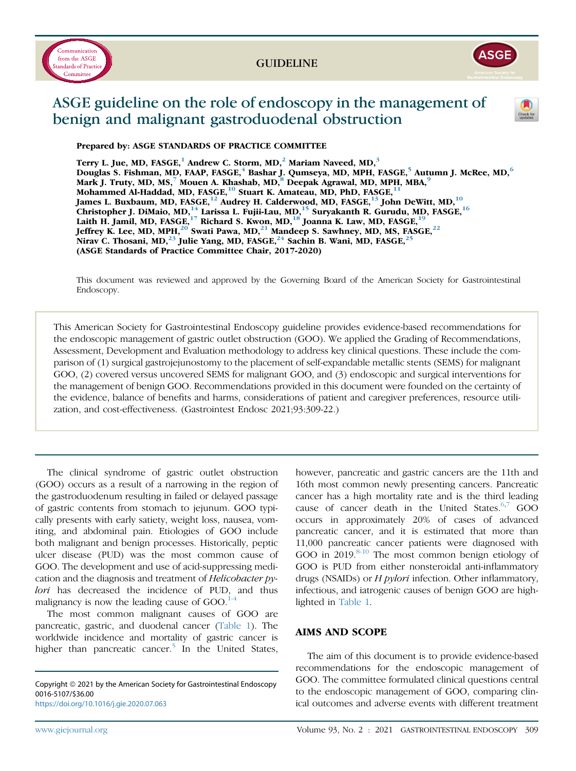GUIDELINE

# ASGE guideline on the role of endoscopy in the management of benign and malignant gastroduodenal obstruction

**Prepared by: ASGE STANDARDS OF PRACTICE COMMITTEE**

**Terry L. Jue, MD, FASGE,[1] Andrew C. Storm, MD,[2] Mariam Naveed, MD,[3] Douglas S. Fishman, MD, FAAP, FASGE,[4] Bashar J. Qumseya, MD, MPH, FASGE,[5] Autumn J. McRee, MD,[6] Mark J. Truty, MD, MS,[7] Mouen A. Khashab, MD,[8] Deepak Agrawal, MD, MPH, MBA,[9] Mohammed Al-Haddad, MD, FASGE,[10] Stuart K. Amateau, MD, PhD, FASGE,[11] James L. Buxbaum, MD, FASGE,[12] Audrey H. Calderwood, MD, FASGE,[13] John DeWitt, MD,[10] Christopher J. DiMaio, MD,[14] Larissa L. Fujii-Lau, MD,[15] Suryakanth R. Gurudu, MD, FASGE,[16] Laith H. Jamil, MD, FASGE,[17] Richard S. Kwon, MD,[18] Joanna K. Law, MD, FASGE,[19] Jeffrey K. Lee, MD, MPH,[20] Swati Pawa, MD,[21] Mandeep S. Sawhney, MD, MS, FASGE,[22] Nirav C. Thosani, MD,[23] Julie Yang, MD, FASGE,[24] Sachin B. Wani, MD, FASGE,[25] (ASGE Standards of Practice Committee Chair, 2017-2020)**

This document was reviewed and approved by the Governing Board of the American Society for Gastrointestinal Endoscopy.

This American Society for Gastrointestinal Endoscopy guideline provides evidence-based recommendations for the endoscopic management of gastric outlet obstruction (GOO). We applied the Grading of Recommendations, Assessment, Development and Evaluation methodology to address key clinical questions. These include the comparison of (1) surgical gastrojejunostomy to the placement of self-expandable metallic stents (SEMS) for malignant GOO, (2) covered versus uncovered SEMS for malignant GOO, and (3) endoscopic and surgical interventions for the management of benign GOO. Recommendations provided in this document were founded on the certainty of the evidence, balance of benefits and harms, considerations of patient and caregiver preferences, resource utilization, and cost-effectiveness. (Gastrointest Endosc 2021;93:309-22.)

The clinical syndrome of gastric outlet obstruction (GOO) occurs as a result of a narrowing in the region of the gastroduodenum resulting in failed or delayed passage of gastric contents from stomach to jejunum. GOO typically presents with early satiety, weight loss, nausea, vomiting, and abdominal pain. Etiologies of GOO include both malignant and benign processes. Historically, peptic ulcer disease (PUD) was the most common cause of GOO. The development and use of acid-suppressing medication and the diagnosis and treatment of *Helicobacter pylori* has decreased the incidence of PUD, and thus malignancy is now the leading cause of GOO.[1-4]

The most common malignant causes of GOO are pancreatic, gastric, and duodenal cancer (Table 1). The worldwide incidence and mortality of gastric cancer is higher than pancreatic cancer.[5] In the United States, however, pancreatic and gastric cancers are the 11th and 16th most common newly presenting cancers. Pancreatic cancer has a high mortality rate and is the third leading cause of cancer death in the United States.[6,7] GOO occurs in approximately 20% of cases of advanced pancreatic cancer, and it is estimated that more than 11,000 pancreatic cancer patients were diagnosed with GOO in 2019.[8-10] The most common benign etiology of GOO is PUD from either nonsteroidal anti-inflammatory drugs (NSAIDs) or *H pylori* infection. Other inflammatory, infectious, and iatrogenic causes of benign GOO are highlighted in Table 1.

## AIMS AND SCOPE

The aim of this document is to provide evidence-based recommendations for the endoscopic management of GOO. The committee formulated clinical questions central to the endoscopic management of GOO, comparing clinical outcomes and adverse events with different treatment

Copyright © 2021 by the American Society for Gastrointestinal Endoscopy
0016-5107/$36.00
https://doi.org/10.1016/j.gie.2020.07.063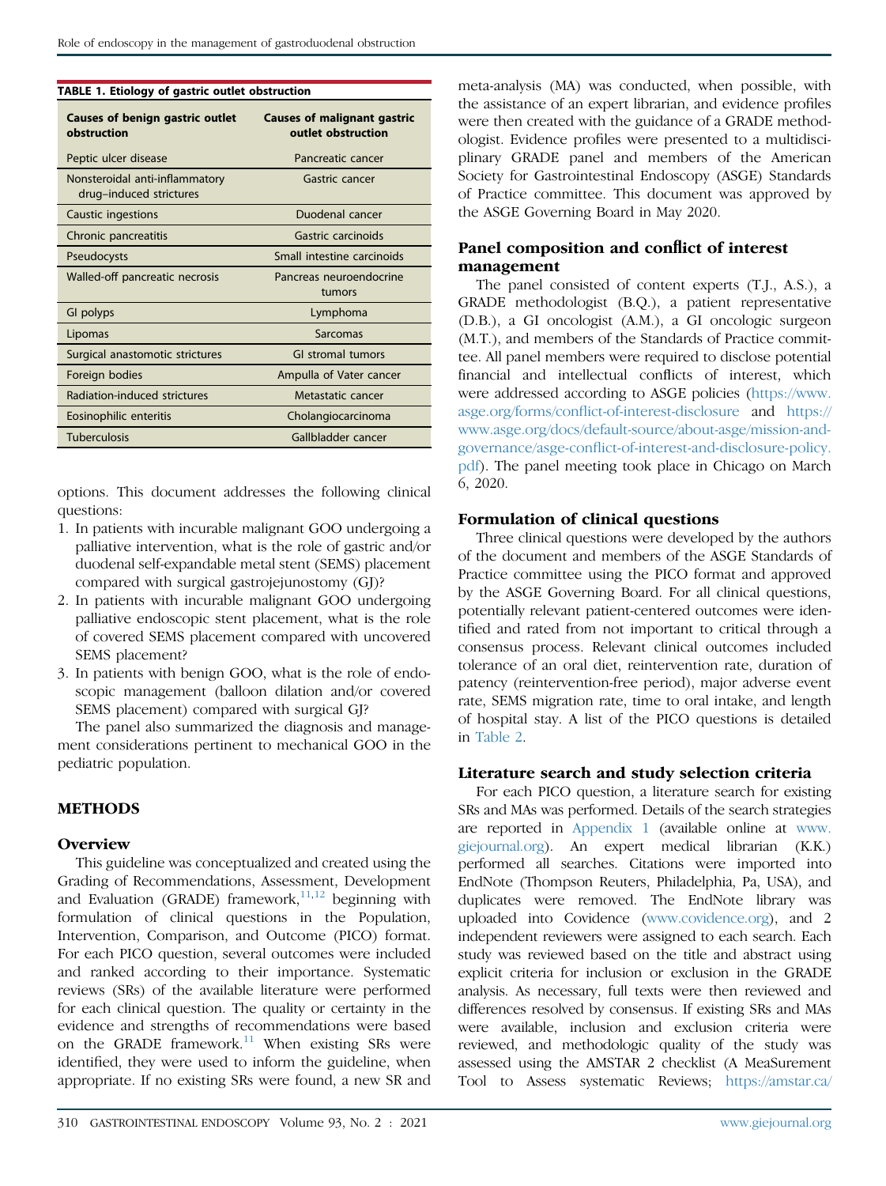**TABLE 1. Etiology of gastric outlet obstruction**

| Causes of benign gastric outlet obstruction | Causes of malignant gastric outlet obstruction |
|---|---|
| Peptic ulcer disease | Pancreatic cancer |
| Nonsteroidal anti-inflammatory drug–induced strictures | Gastric cancer |
| Caustic ingestions | Duodenal cancer |
| Chronic pancreatitis | Gastric carcinoids |
| Pseudocysts | Small intestine carcinoids |
| Walled-off pancreatic necrosis | Pancreas neuroendocrine tumors |
| GI polyps | Lymphoma |
| Lipomas | Sarcomas |
| Surgical anastomotic strictures | GI stromal tumors |
| Foreign bodies | Ampulla of Vater cancer |
| Radiation-induced strictures | Metastatic cancer |
| Eosinophilic enteritis | Cholangiocarcinoma |
| Tuberculosis | Gallbladder cancer |

options. This document addresses the following clinical questions:

1. In patients with incurable malignant GOO undergoing a palliative intervention, what is the role of gastric and/or duodenal self-expandable metal stent (SEMS) placement compared with surgical gastrojejunostomy (GJ)?
2. In patients with incurable malignant GOO undergoing palliative endoscopic stent placement, what is the role of covered SEMS placement compared with uncovered SEMS placement?
3. In patients with benign GOO, what is the role of endoscopic management (balloon dilation and/or covered SEMS placement) compared with surgical GJ?

The panel also summarized the diagnosis and management considerations pertinent to mechanical GOO in the pediatric population.

## METHODS

### Overview

This guideline was conceptualized and created using the Grading of Recommendations, Assessment, Development and Evaluation (GRADE) framework,[11,12] beginning with formulation of clinical questions in the Population, Intervention, Comparison, and Outcome (PICO) format. For each PICO question, several outcomes were included and ranked according to their importance. Systematic reviews (SRs) of the available literature were performed for each clinical question. The quality or certainty in the evidence and strengths of recommendations were based on the GRADE framework.[11] When existing SRs were identified, they were used to inform the guideline, when appropriate. If no existing SRs were found, a new SR and meta-analysis (MA) was conducted, when possible, with the assistance of an expert librarian, and evidence profiles were then created with the guidance of a GRADE methodologist. Evidence profiles were presented to a multidisciplinary GRADE panel and members of the American Society for Gastrointestinal Endoscopy (ASGE) Standards of Practice committee. This document was approved by the ASGE Governing Board in May 2020.

### Panel composition and conflict of interest management

The panel consisted of content experts (T.J., A.S.), a GRADE methodologist (B.Q.), a patient representative (D.B.), a GI oncologist (A.M.), a GI oncologic surgeon (M.T.), and members of the Standards of Practice committee. All panel members were required to disclose potential financial and intellectual conflicts of interest, which were addressed according to ASGE policies (https://www.asge.org/forms/conflict-of-interest-disclosure and https://www.asge.org/docs/default-source/about-asge/mission-and-governance/asge-conflict-of-interest-and-disclosure-policy.pdf). The panel meeting took place in Chicago on March 6, 2020.

### Formulation of clinical questions

Three clinical questions were developed by the authors of the document and members of the ASGE Standards of Practice committee using the PICO format and approved by the ASGE Governing Board. For all clinical questions, potentially relevant patient-centered outcomes were identified and rated from not important to critical through a consensus process. Relevant clinical outcomes included tolerance of an oral diet, reintervention rate, duration of patency (reintervention-free period), major adverse event rate, SEMS migration rate, time to oral intake, and length of hospital stay. A list of the PICO questions is detailed in Table 2.

### Literature search and study selection criteria

For each PICO question, a literature search for existing SRs and MAs was performed. Details of the search strategies are reported in Appendix 1 (available online at www.giejournal.org). An expert medical librarian (K.K.) performed all searches. Citations were imported into EndNote (Thompson Reuters, Philadelphia, Pa, USA), and duplicates were removed. The EndNote library was uploaded into Covidence (www.covidence.org), and 2 independent reviewers were assigned to each search. Each study was reviewed based on the title and abstract using explicit criteria for inclusion or exclusion in the GRADE analysis. As necessary, full texts were then reviewed and differences resolved by consensus. If existing SRs and MAs were available, inclusion and exclusion criteria were reviewed, and methodologic quality of the study was assessed using the AMSTAR 2 checklist (A MeaSurement Tool to Assess systematic Reviews; https://amstar.ca/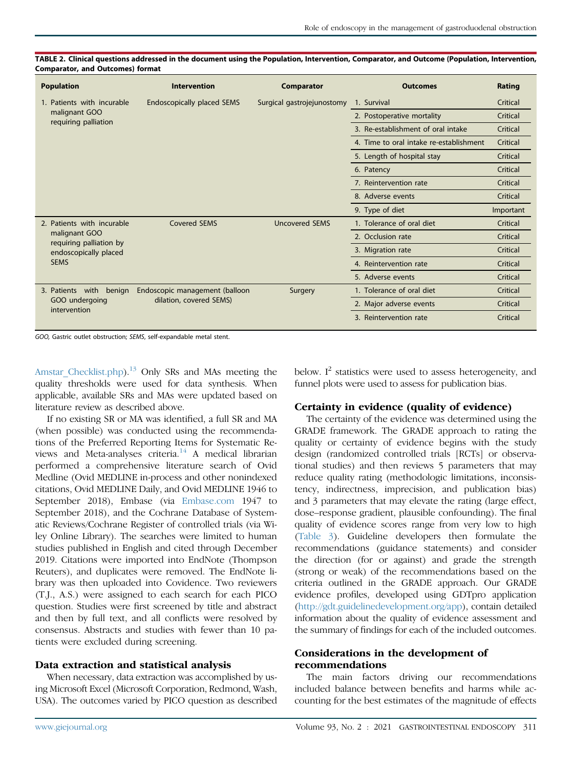**TABLE 2. Clinical questions addressed in the document using the Population, Intervention, Comparator, and Outcome (Population, Intervention, Comparator, and Outcomes) format**

| Population | Intervention | Comparator | Outcomes | Rating |
|---|---|---|---|---|
| 1. Patients with incurable malignant GOO requiring palliation | Endoscopically placed SEMS | Surgical gastrojejunostomy | 1. Survival | Critical |
| | | | 2. Postoperative mortality | Critical |
| | | | 3. Re-establishment of oral intake | Critical |
| | | | 4. Time to oral intake re-establishment | Critical |
| | | | 5. Length of hospital stay | Critical |
| | | | 6. Patency | Critical |
| | | | 7. Reintervention rate | Critical |
| | | | 8. Adverse events | Critical |
| | | | 9. Type of diet | Important |
| 2. Patients with incurable malignant GOO requiring palliation by endoscopically placed SEMS | Covered SEMS | Uncovered SEMS | 1. Tolerance of oral diet | Critical |
| | | | 2. Occlusion rate | Critical |
| | | | 3. Migration rate | Critical |
| | | | 4. Reintervention rate | Critical |
| | | | 5. Adverse events | Critical |
| 3. Patients with benign GOO undergoing intervention | Endoscopic management (balloon dilation, covered SEMS) | Surgery | 1. Tolerance of oral diet | Critical |
| | | | 2. Major adverse events | Critical |
| | | | 3. Reintervention rate | Critical |

*GOO*, Gastric outlet obstruction; *SEMS*, self-expandable metal stent.

Amstar_Checklist.php).[13] Only SRs and MAs meeting the quality thresholds were used for data synthesis. When applicable, available SRs and MAs were updated based on literature review as described above.

If no existing SR or MA was identified, a full SR and MA (when possible) was conducted using the recommendations of the Preferred Reporting Items for Systematic Reviews and Meta-analyses criteria.[14] A medical librarian performed a comprehensive literature search of Ovid Medline (Ovid MEDLINE in-process and other nonindexed citations, Ovid MEDLINE Daily, and Ovid MEDLINE 1946 to September 2018), Embase (via Embase.com 1947 to September 2018), and the Cochrane Database of Systematic Reviews/Cochrane Register of controlled trials (via Wiley Online Library). The searches were limited to human studies published in English and cited through December 2019. Citations were imported into EndNote (Thompson Reuters), and duplicates were removed. The EndNote library was then uploaded into Covidence. Two reviewers (T.J., A.S.) were assigned to each search for each PICO question. Studies were first screened by title and abstract and then by full text, and all conflicts were resolved by consensus. Abstracts and studies with fewer than 10 patients were excluded during screening.

## Data extraction and statistical analysis

When necessary, data extraction was accomplished by using Microsoft Excel (Microsoft Corporation, Redmond, Wash, USA). The outcomes varied by PICO question as described below. $I^2$ statistics were used to assess heterogeneity, and funnel plots were used to assess for publication bias.

## Certainty in evidence (quality of evidence)

The certainty of the evidence was determined using the GRADE framework. The GRADE approach to rating the quality or certainty of evidence begins with the study design (randomized controlled trials [RCTs] or observational studies) and then reviews 5 parameters that may reduce quality rating (methodologic limitations, inconsistency, indirectness, imprecision, and publication bias) and 3 parameters that may elevate the rating (large effect, dose–response gradient, plausible confounding). The final quality of evidence scores range from very low to high (Table 3). Guideline developers then formulate the recommendations (guidance statements) and consider the direction (for or against) and grade the strength (strong or weak) of the recommendations based on the criteria outlined in the GRADE approach. Our GRADE evidence profiles, developed using GDTpro application (http://gdt.guidelinedevelopment.org/app), contain detailed information about the quality of evidence assessment and the summary of findings for each of the included outcomes.

## Considerations in the development of recommendations

The main factors driving our recommendations included balance between benefits and harms while accounting for the best estimates of the magnitude of effects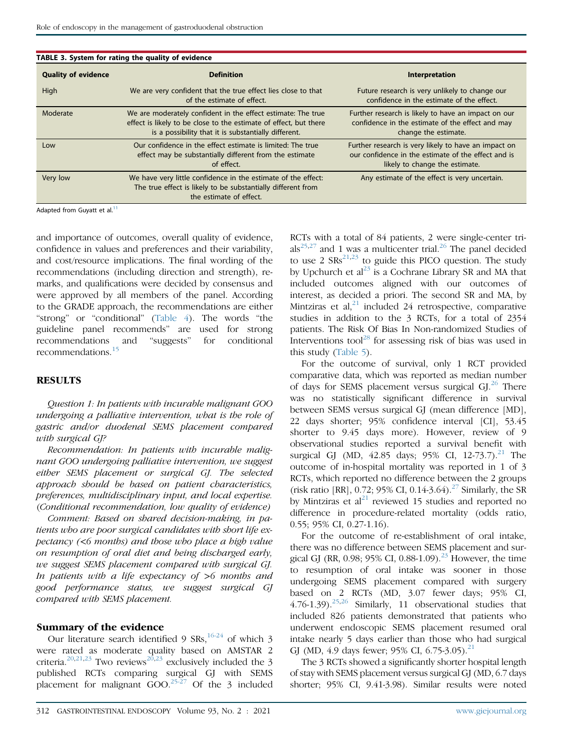**TABLE 3. System for rating the quality of evidence**

| Quality of evidence | Definition | Interpretation |
|---|---|---|
| High | We are very confident that the true effect lies close to that of the estimate of effect. | Future research is very unlikely to change our confidence in the estimate of the effect. |
| Moderate | We are moderately confident in the effect estimate: The true effect is likely to be close to the estimate of effect, but there is a possibility that it is substantially different. | Further research is likely to have an impact on our confidence in the estimate of the effect and may change the estimate. |
| Low | Our confidence in the effect estimate is limited: The true effect may be substantially different from the estimate of effect. | Further research is very likely to have an impact on our confidence in the estimate of the effect and is likely to change the estimate. |
| Very low | We have very little confidence in the estimate of the effect: The true effect is likely to be substantially different from the estimate of effect. | Any estimate of the effect is very uncertain. |

Adapted from Guyatt et al.[11]

and importance of outcomes, overall quality of evidence, confidence in values and preferences and their variability, and cost/resource implications. The final wording of the recommendations (including direction and strength), remarks, and qualifications were decided by consensus and were approved by all members of the panel. According to the GRADE approach, the recommendations are either "strong" or "conditional" (Table 4). The words "the guideline panel recommends" are used for strong recommendations and "suggests" for conditional recommendations.[15]

## RESULTS

*Question 1: In patients with incurable malignant GOO undergoing a palliative intervention, what is the role of gastric and/or duodenal SEMS placement compared with surgical GJ?*

*Recommendation: In patients with incurable malignant GOO undergoing palliative intervention, we suggest either SEMS placement or surgical GJ. The selected approach should be based on patient characteristics, preferences, multidisciplinary input, and local expertise. (Conditional recommendation, low quality of evidence)*

*Comment: Based on shared decision-making, in patients who are poor surgical candidates with short life expectancy (<6 months) and those who place a high value on resumption of oral diet and being discharged early, we suggest SEMS placement compared with surgical GJ. In patients with a life expectancy of >6 months and good performance status, we suggest surgical GJ compared with SEMS placement.*

### Summary of the evidence

Our literature search identified 9 SRs,[16-24] of which 3 were rated as moderate quality based on AMSTAR 2 criteria.[20,21,23] Two reviews[20,23] exclusively included the 3 published RCTs comparing surgical GJ with SEMS placement for malignant GOO.[25-27] Of the 3 included RCTs with a total of 84 patients, 2 were single-center trials[25,27] and 1 was a multicenter trial.[26] The panel decided to use 2 SRs[21,23] to guide this PICO question. The study by Upchurch et al[23] is a Cochrane Library SR and MA that included outcomes aligned with our outcomes of interest, as decided a priori. The second SR and MA, by Mintziras et al,[21] included 24 retrospective, comparative studies in addition to the 3 RCTs, for a total of 2354 patients. The Risk Of Bias In Non-randomized Studies of Interventions tool[28] for assessing risk of bias was used in this study (Table 5).

For the outcome of survival, only 1 RCT provided comparative data, which was reported as median number of days for SEMS placement versus surgical GJ.[26] There was no statistically significant difference in survival between SEMS versus surgical GJ (mean difference [MD], 22 days shorter; 95% confidence interval [CI], 53.45 shorter to 9.45 days more). However, review of 9 observational studies reported a survival benefit with surgical GJ (MD, 42.85 days; 95% CI, 12-73.7).[21] The outcome of in-hospital mortality was reported in 1 of 3 RCTs, which reported no difference between the 2 groups (risk ratio [RR], 0.72; 95% CI, 0.14-3.64).[27] Similarly, the SR by Mintziras et al[21] reviewed 15 studies and reported no difference in procedure-related mortality (odds ratio, 0.55; 95% CI, 0.27-1.16).

For the outcome of re-establishment of oral intake, there was no difference between SEMS placement and surgical GJ (RR, 0.98; 95% CI, 0.88-1.09).[23] However, the time to resumption of oral intake was sooner in those undergoing SEMS placement compared with surgery based on 2 RCTs (MD, 3.07 fewer days; 95% CI, 4.76-1.39).[25,26] Similarly, 11 observational studies that included 826 patients demonstrated that patients who underwent endoscopic SEMS placement resumed oral intake nearly 5 days earlier than those who had surgical GJ (MD, 4.9 days fewer; 95% CI, 6.75-3.05).[21]

The 3 RCTs showed a significantly shorter hospital length of stay with SEMS placement versus surgical GJ (MD, 6.7 days shorter; 95% CI, 9.41-3.98). Similar results were noted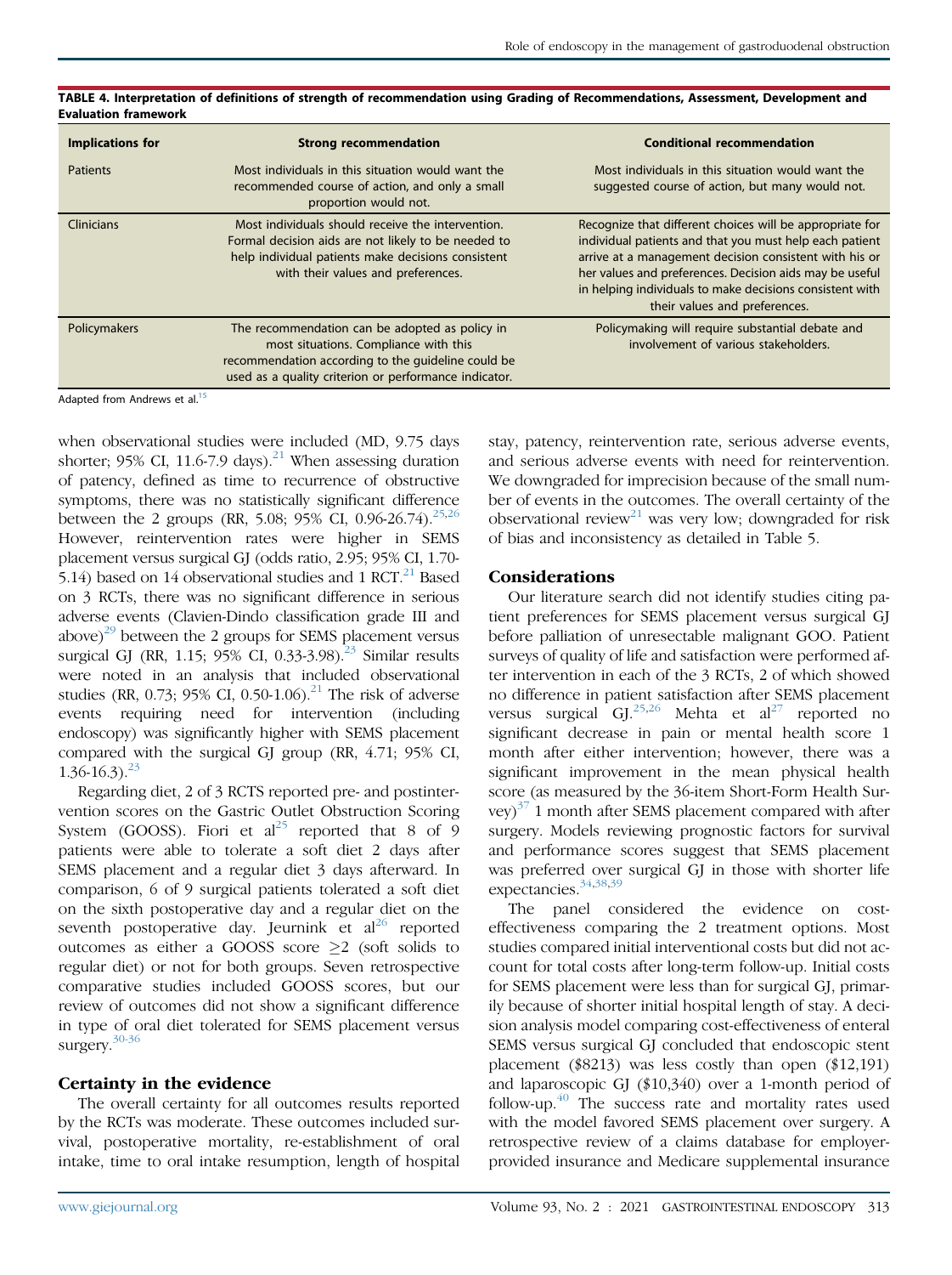**TABLE 4. Interpretation of definitions of strength of recommendation using Grading of Recommendations, Assessment, Development and Evaluation framework**

| Implications for | Strong recommendation | Conditional recommendation |
|---|---|---|
| Patients | Most individuals in this situation would want the recommended course of action, and only a small proportion would not. | Most individuals in this situation would want the suggested course of action, but many would not. |
| Clinicians | Most individuals should receive the intervention. Formal decision aids are not likely to be needed to help individual patients make decisions consistent with their values and preferences. | Recognize that different choices will be appropriate for individual patients and that you must help each patient arrive at a management decision consistent with his or her values and preferences. Decision aids may be useful in helping individuals to make decisions consistent with their values and preferences. |
| Policymakers | The recommendation can be adopted as policy in most situations. Compliance with this recommendation according to the guideline could be used as a quality criterion or performance indicator. | Policymaking will require substantial debate and involvement of various stakeholders. |

Adapted from Andrews et al.[15]

when observational studies were included (MD, 9.75 days shorter; 95% CI, 11.6-7.9 days).[21] When assessing duration of patency, defined as time to recurrence of obstructive symptoms, there was no statistically significant difference between the 2 groups (RR, 5.08; 95% CI, 0.96-26.74).[25,26] However, reintervention rates were higher in SEMS placement versus surgical GJ (odds ratio, 2.95; 95% CI, 1.70-5.14) based on 14 observational studies and 1 RCT.[21] Based on 3 RCTs, there was no significant difference in serious adverse events (Clavien-Dindo classification grade III and above)[29] between the 2 groups for SEMS placement versus surgical GJ (RR, 1.15; 95% CI, 0.33-3.98).[23] Similar results were noted in an analysis that included observational studies (RR, 0.73; 95% CI, 0.50-1.06).[21] The risk of adverse events requiring need for intervention (including endoscopy) was significantly higher with SEMS placement compared with the surgical GJ group (RR, 4.71; 95% CI, 1.36-16.3).[23]

Regarding diet, 2 of 3 RCTS reported pre- and postintervention scores on the Gastric Outlet Obstruction Scoring System (GOOSS). Fiori et al[25] reported that 8 of 9 patients were able to tolerate a soft diet 2 days after SEMS placement and a regular diet 3 days afterward. In comparison, 6 of 9 surgical patients tolerated a soft diet on the sixth postoperative day and a regular diet on the seventh postoperative day. Jeurnink et al[26] reported outcomes as either a GOOSS score $\geq 2$ (soft solids to regular diet) or not for both groups. Seven retrospective comparative studies included GOOSS scores, but our review of outcomes did not show a significant difference in type of oral diet tolerated for SEMS placement versus surgery.[30-36]

## Certainty in the evidence

The overall certainty for all outcomes results reported by the RCTs was moderate. These outcomes included survival, postoperative mortality, re-establishment of oral intake, time to oral intake resumption, length of hospital stay, patency, reintervention rate, serious adverse events, and serious adverse events with need for reintervention. We downgraded for imprecision because of the small number of events in the outcomes. The overall certainty of the observational review[21] was very low; downgraded for risk of bias and inconsistency as detailed in Table 5.

## Considerations

Our literature search did not identify studies citing patient preferences for SEMS placement versus surgical GJ before palliation of unresectable malignant GOO. Patient surveys of quality of life and satisfaction were performed after intervention in each of the 3 RCTs, 2 of which showed no difference in patient satisfaction after SEMS placement versus surgical GJ.[25,26] Mehta et al[27] reported no significant decrease in pain or mental health score 1 month after either intervention; however, there was a significant improvement in the mean physical health score (as measured by the 36-item Short-Form Health Survey)[37] 1 month after SEMS placement compared with after surgery. Models reviewing prognostic factors for survival and performance scores suggest that SEMS placement was preferred over surgical GJ in those with shorter life expectancies.[34,38,39]

The panel considered the evidence on cost-effectiveness comparing the 2 treatment options. Most studies compared initial interventional costs but did not account for total costs after long-term follow-up. Initial costs for SEMS placement were less than for surgical GJ, primarily because of shorter initial hospital length of stay. A decision analysis model comparing cost-effectiveness of enteral SEMS versus surgical GJ concluded that endoscopic stent placement ($8213) was less costly than open ($12,191) and laparoscopic GJ ($10,340) over a 1-month period of follow-up.[40] The success rate and mortality rates used with the model favored SEMS placement over surgery. A retrospective review of a claims database for employer-provided insurance and Medicare supplemental insurance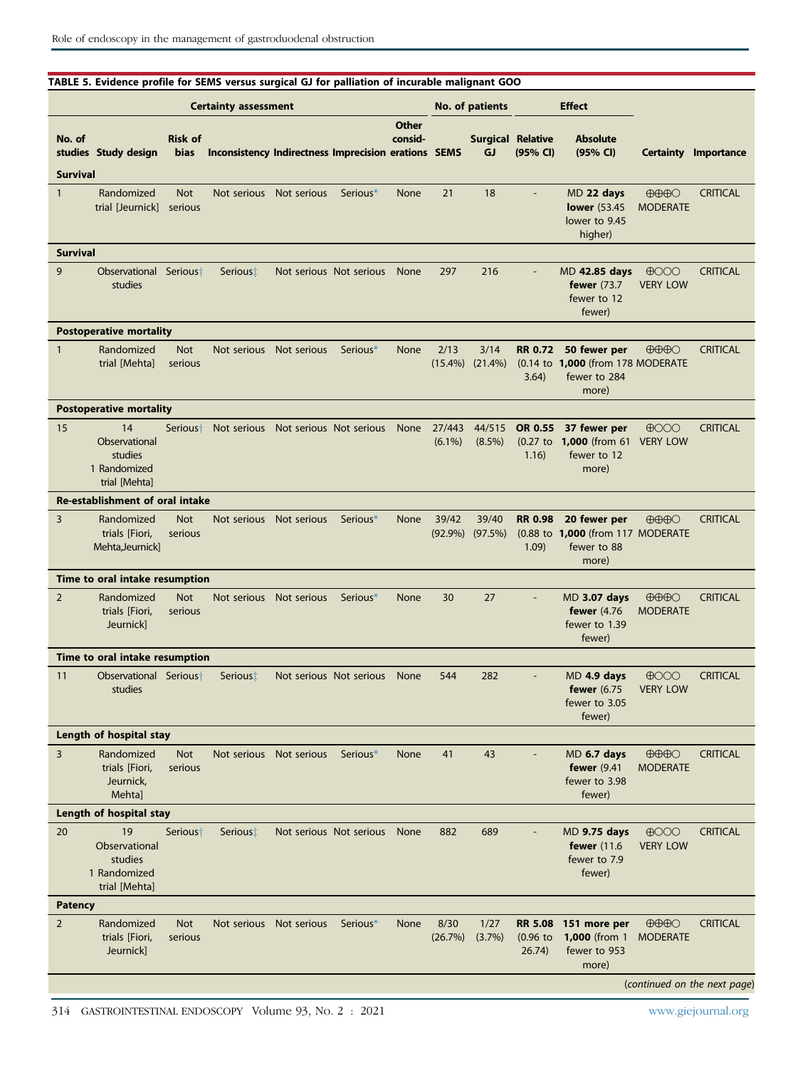**TABLE 5. Evidence profile for SEMS versus surgical GJ for palliation of incurable malignant GOO**

| Certainty assessment | | | | | | | No. of patients | | Effect | | | |
|---|---|---|---|---|---|---|---|---|---|---|---|---|
| No. of studies | Study design | Risk of bias | Inconsistency | Indirectness | Imprecision | Other considerations | SEMS | Surgical GJ | Relative (95% CI) | Absolute (95% CI) | Certainty | Importance |
| **Survival** | | | | | | | | | | | | |
| 1 | Randomized trial [Jeurnick] | Not serious | Not serious | Not serious | Serious* | None | 21 | 18 | - | MD **22 days lower** (53.45 lower to 9.45 higher) | ⊕⊕⊕○ MODERATE | CRITICAL |
| **Survival** | | | | | | | | | | | | |
| 9 | Observational studies | Serious† | Serious‡ | Not serious | Not serious | None | 297 | 216 | - | MD **42.85 days fewer** (73.7 fewer to 12 fewer) | ⊕○○○ VERY LOW | CRITICAL |
| **Postoperative mortality** | | | | | | | | | | | | |
| 1 | Randomized trial [Mehta] | Not serious | Not serious | Not serious | Serious* | None | 2/13 (15.4%) | 3/14 (21.4%) | **RR 0.72** (0.14 to 3.64) | **50 fewer per 1,000** (from 178 fewer to 284 more) | ⊕⊕⊕○ MODERATE | CRITICAL |
| **Postoperative mortality** | | | | | | | | | | | | |
| 15 | 14 Observational studies 1 Randomized trial [Mehta] | Serious† | Not serious | Not serious | Not serious | None | 27/443 (6.1%) | 44/515 (8.5%) | **OR 0.55** (0.27 to 1.16) | **37 fewer per 1,000** (from 61 fewer to 12 more) | ⊕○○○ VERY LOW | CRITICAL |
| **Re-establishment of oral intake** | | | | | | | | | | | | |
| 3 | Randomized trials [Fiori, Mehta,Jeurnick] | Not serious | Not serious | Not serious | Serious* | None | 39/42 (92.9%) | 39/40 (97.5%) | **RR 0.98** (0.88 to 1.09) | **20 fewer per 1,000** (from 117 fewer to 88 more) | ⊕⊕⊕○ MODERATE | CRITICAL |
| **Time to oral intake resumption** | | | | | | | | | | | | |
| 2 | Randomized trials [Fiori, Jeurnick] | Not serious | Not serious | Not serious | Serious* | None | 30 | 27 | - | MD **3.07 days fewer** (4.76 fewer to 1.39 fewer) | ⊕⊕⊕○ MODERATE | CRITICAL |
| **Time to oral intake resumption** | | | | | | | | | | | | |
| 11 | Observational studies | Serious† | Serious‡ | Not serious | Not serious | None | 544 | 282 | - | MD **4.9 days fewer** (6.75 fewer to 3.05 fewer) | ⊕○○○ VERY LOW | CRITICAL |
| **Length of hospital stay** | | | | | | | | | | | | |
| 3 | Randomized trials [Fiori, Jeurnick, Mehta] | Not serious | Not serious | Not serious | Serious* | None | 41 | 43 | - | MD **6.7 days fewer** (9.41 fewer to 3.98 fewer) | ⊕⊕⊕○ MODERATE | CRITICAL |
| **Length of hospital stay** | | | | | | | | | | | | |
| 20 | 19 Observational studies 1 Randomized trial [Mehta] | Serious† | Serious‡ | Not serious | Not serious | None | 882 | 689 | - | MD **9.75 days fewer** (11.6 fewer to 7.9 fewer) | ⊕○○○ VERY LOW | CRITICAL |
| **Patency** | | | | | | | | | | | | |
| 2 | Randomized trials [Fiori, Jeurnick] | Not serious | Not serious | Not serious | Serious* | None | 8/30 (26.7%) | 1/27 (3.7%) | **RR 5.08** (0.96 to 26.74) | **151 more per 1,000** (from 1 fewer to 953 more) | ⊕⊕⊕○ MODERATE | CRITICAL |

(*continued on the next page*)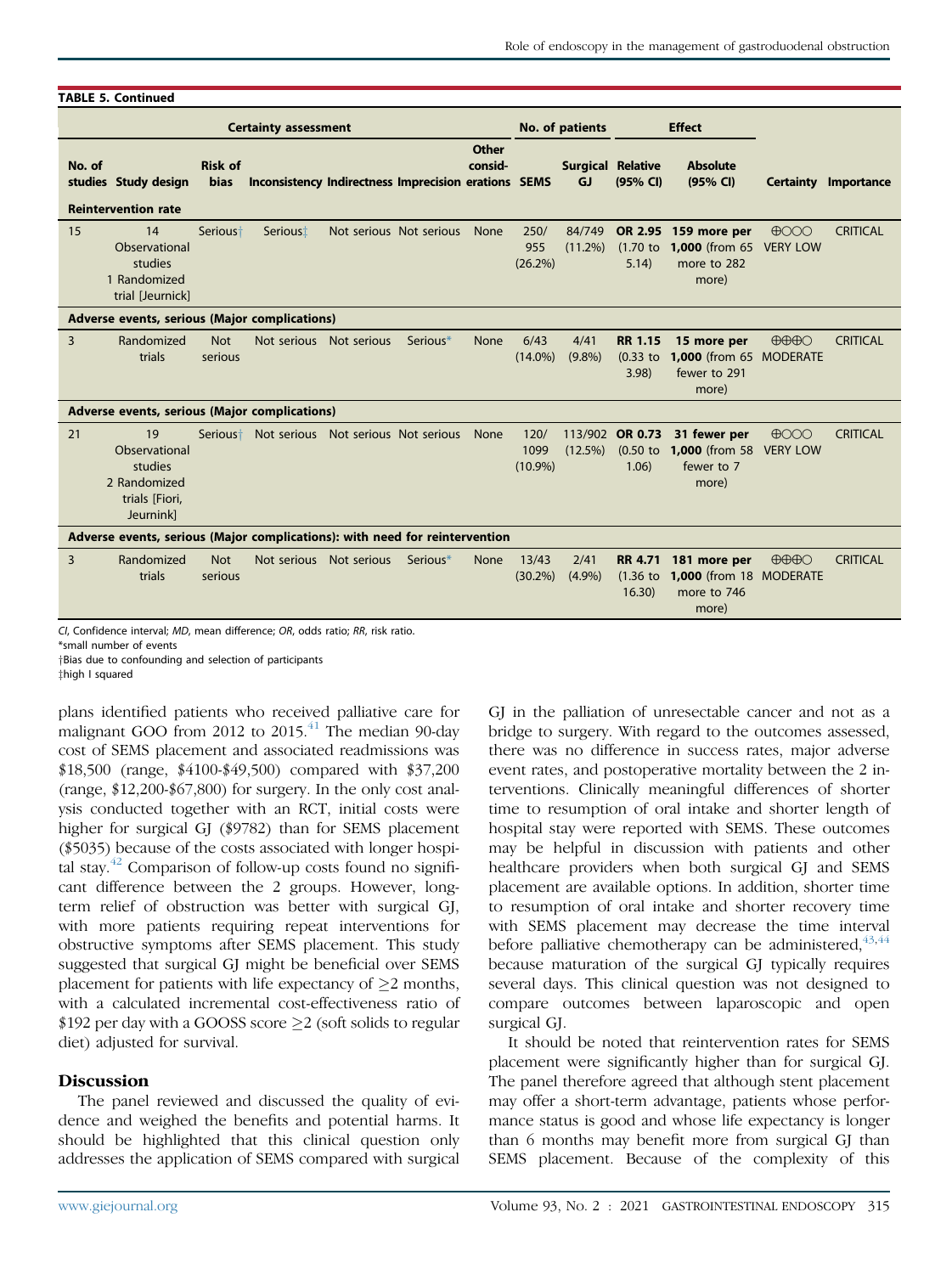**TABLE 5. Continued**

| Certainty assessment | | | | | | No. of patients | | Effect | | | |
|---|---|---|---|---|---|---|---|---|---|---|---|
| No. of studies | Study design | Risk of bias | Inconsistency | Indirectness | Imprecision | Other considerations | SEMS | Surgical GJ | Relative (95% CI) | Absolute (95% CI) | Certainty | Importance |
| **Reintervention rate** | | | | | | | | | | | | |
| 15 | 14 Observational studies 1 Randomized trial [Jeurnick] | Serious† | Serious‡ | Not serious | Not serious | None | 250/955 (26.2%) | 84/749 (11.2%) | **OR 2.95** (1.70 to 5.14) | **159 more per 1,000** (from 65 more to 282 more) | ⊕◯◯◯ VERY LOW | CRITICAL |
| **Adverse events, serious (Major complications)** | | | | | | | | | | | | |
| 3 | Randomized trials | Not serious | Not serious | Not serious | Serious* | None | 6/43 (14.0%) | 4/41 (9.8%) | **RR 1.15** (0.33 to 3.98) | **15 more per 1,000** (from 65 fewer to 291 more) | ⊕⊕⊕◯ MODERATE | CRITICAL |
| **Adverse events, serious (Major complications)** | | | | | | | | | | | | |
| 21 | 19 Observational studies 2 Randomized trials [Fiori, Jeurnink] | Serious† | Not serious | Not serious | Not serious | None | 120/1099 (10.9%) | 113/902 (12.5%) | **OR 0.73** (0.50 to 1.06) | **31 fewer per 1,000** (from 58 fewer to 7 more) | ⊕◯◯◯ VERY LOW | CRITICAL |
| **Adverse events, serious (Major complications): with need for reintervention** | | | | | | | | | | | | |
| 3 | Randomized trials | Not serious | Not serious | Not serious | Serious* | None | 13/43 (30.2%) | 2/41 (4.9%) | **RR 4.71** (1.36 to 16.30) | **181 more per 1,000** (from 18 more to 746 more) | ⊕⊕⊕◯ MODERATE | CRITICAL |

*CI*, Confidence interval; *MD*, mean difference; *OR*, odds ratio; *RR*, risk ratio.
*small number of events
†Bias due to confounding and selection of participants
‡high I squared

plans identified patients who received palliative care for malignant GOO from 2012 to 2015.[41] The median 90-day cost of SEMS placement and associated readmissions was $18,500 (range, $4100-$49,500) compared with $37,200 (range, $12,200-$67,800) for surgery. In the only cost analysis conducted together with an RCT, initial costs were higher for surgical GJ ($9782) than for SEMS placement ($5035) because of the costs associated with longer hospital stay.[42] Comparison of follow-up costs found no significant difference between the 2 groups. However, long-term relief of obstruction was better with surgical GJ, with more patients requiring repeat interventions for obstructive symptoms after SEMS placement. This study suggested that surgical GJ might be beneficial over SEMS placement for patients with life expectancy of ≥2 months, with a calculated incremental cost-effectiveness ratio of $192 per day with a GOOSS score ≥2 (soft solids to regular diet) adjusted for survival.

## Discussion

The panel reviewed and discussed the quality of evidence and weighed the benefits and potential harms. It should be highlighted that this clinical question only addresses the application of SEMS compared with surgical GJ in the palliation of unresectable cancer and not as a bridge to surgery. With regard to the outcomes assessed, there was no difference in success rates, major adverse event rates, and postoperative mortality between the 2 interventions. Clinically meaningful differences of shorter time to resumption of oral intake and shorter length of hospital stay were reported with SEMS. These outcomes may be helpful in discussion with patients and other healthcare providers when both surgical GJ and SEMS placement are available options. In addition, shorter time to resumption of oral intake and shorter recovery time with SEMS placement may decrease the time interval before palliative chemotherapy can be administered,[43,44] because maturation of the surgical GJ typically requires several days. This clinical question was not designed to compare outcomes between laparoscopic and open surgical GJ.

It should be noted that reintervention rates for SEMS placement were significantly higher than for surgical GJ. The panel therefore agreed that although stent placement may offer a short-term advantage, patients whose performance status is good and whose life expectancy is longer than 6 months may benefit more from surgical GJ than SEMS placement. Because of the complexity of this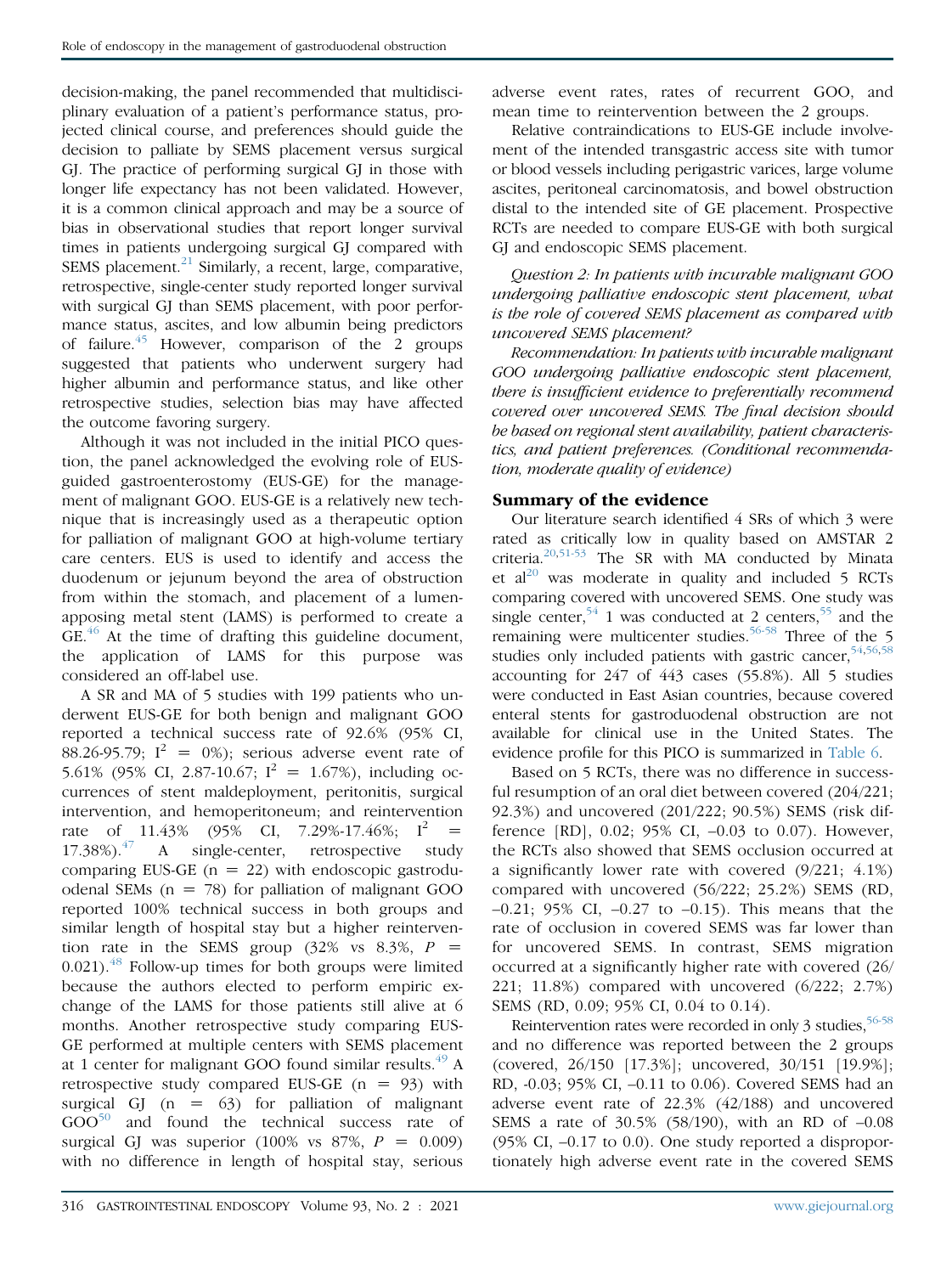decision-making, the panel recommended that multidisciplinary evaluation of a patient's performance status, projected clinical course, and preferences should guide the decision to palliate by SEMS placement versus surgical GJ. The practice of performing surgical GJ in those with longer life expectancy has not been validated. However, it is a common clinical approach and may be a source of bias in observational studies that report longer survival times in patients undergoing surgical GJ compared with SEMS placement.[21] Similarly, a recent, large, comparative, retrospective, single-center study reported longer survival with surgical GJ than SEMS placement, with poor performance status, ascites, and low albumin being predictors of failure.[45] However, comparison of the 2 groups suggested that patients who underwent surgery had higher albumin and performance status, and like other retrospective studies, selection bias may have affected the outcome favoring surgery.

Although it was not included in the initial PICO question, the panel acknowledged the evolving role of EUS-guided gastroenterostomy (EUS-GE) for the management of malignant GOO. EUS-GE is a relatively new technique that is increasingly used as a therapeutic option for palliation of malignant GOO at high-volume tertiary care centers. EUS is used to identify and access the duodenum or jejunum beyond the area of obstruction from within the stomach, and placement of a lumen-apposing metal stent (LAMS) is performed to create a GE.[46] At the time of drafting this guideline document, the application of LAMS for this purpose was considered an off-label use.

A SR and MA of 5 studies with 199 patients who underwent EUS-GE for both benign and malignant GOO reported a technical success rate of 92.6% (95% CI, 88.26-95.79; $I^2$ = 0%); serious adverse event rate of 5.61% (95% CI, 2.87-10.67; $I^2$ = 1.67%), including occurrences of stent maldeployment, peritonitis, surgical intervention, and hemoperitoneum; and reintervention rate of 11.43% (95% CI, 7.29%-17.46%; $I^2$ = 17.38%).[47] A single-center, retrospective study comparing EUS-GE (n = 22) with endoscopic gastroduodenal SEMs (n = 78) for palliation of malignant GOO reported 100% technical success in both groups and similar length of hospital stay but a higher reintervention rate in the SEMS group (32% vs 8.3%, $P$ = 0.021).[48] Follow-up times for both groups were limited because the authors elected to perform empiric exchange of the LAMS for those patients still alive at 6 months. Another retrospective study comparing EUS-GE performed at multiple centers with SEMS placement at 1 center for malignant GOO found similar results.[49] A retrospective study compared EUS-GE (n = 93) with surgical GJ (n = 63) for palliation of malignant GOO[50] and found the technical success rate of surgical GJ was superior (100% vs 87%, $P$ = 0.009) with no difference in length of hospital stay, serious adverse event rates, rates of recurrent GOO, and mean time to reintervention between the 2 groups.

Relative contraindications to EUS-GE include involvement of the intended transgastric access site with tumor or blood vessels including perigastric varices, large volume ascites, peritoneal carcinomatosis, and bowel obstruction distal to the intended site of GE placement. Prospective RCTs are needed to compare EUS-GE with both surgical GJ and endoscopic SEMS placement.

*Question 2: In patients with incurable malignant GOO undergoing palliative endoscopic stent placement, what is the role of covered SEMS placement as compared with uncovered SEMS placement?*

*Recommendation: In patients with incurable malignant GOO undergoing palliative endoscopic stent placement, there is insufficient evidence to preferentially recommend covered over uncovered SEMS. The final decision should be based on regional stent availability, patient characteristics, and patient preferences. (Conditional recommendation, moderate quality of evidence)*

## Summary of the evidence

Our literature search identified 4 SRs of which 3 were rated as critically low in quality based on AMSTAR 2 criteria.[20,51-53] The SR with MA conducted by Minata et al[20] was moderate in quality and included 5 RCTs comparing covered with uncovered SEMS. One study was single center,[54] 1 was conducted at 2 centers,[55] and the remaining were multicenter studies.[56-58] Three of the 5 studies only included patients with gastric cancer,[54,56,58] accounting for 247 of 443 cases (55.8%). All 5 studies were conducted in East Asian countries, because covered enteral stents for gastroduodenal obstruction are not available for clinical use in the United States. The evidence profile for this PICO is summarized in Table 6.

Based on 5 RCTs, there was no difference in successful resumption of an oral diet between covered (204/221; 92.3%) and uncovered (201/222; 90.5%) SEMS (risk difference [RD], 0.02; 95% CI, –0.03 to 0.07). However, the RCTs also showed that SEMS occlusion occurred at a significantly lower rate with covered (9/221; 4.1%) compared with uncovered (56/222; 25.2%) SEMS (RD, –0.21; 95% CI, –0.27 to –0.15). This means that the rate of occlusion in covered SEMS was far lower than for uncovered SEMS. In contrast, SEMS migration occurred at a significantly higher rate with covered (26/221; 11.8%) compared with uncovered (6/222; 2.7%) SEMS (RD, 0.09; 95% CI, 0.04 to 0.14).

Reintervention rates were recorded in only 3 studies,[56-58] and no difference was reported between the 2 groups (covered, 26/150 [17.3%]; uncovered, 30/151 [19.9%]; RD, -0.03; 95% CI, –0.11 to 0.06). Covered SEMS had an adverse event rate of 22.3% (42/188) and uncovered SEMS a rate of 30.5% (58/190), with an RD of –0.08 (95% CI, –0.17 to 0.0). One study reported a disproportionately high adverse event rate in the covered SEMS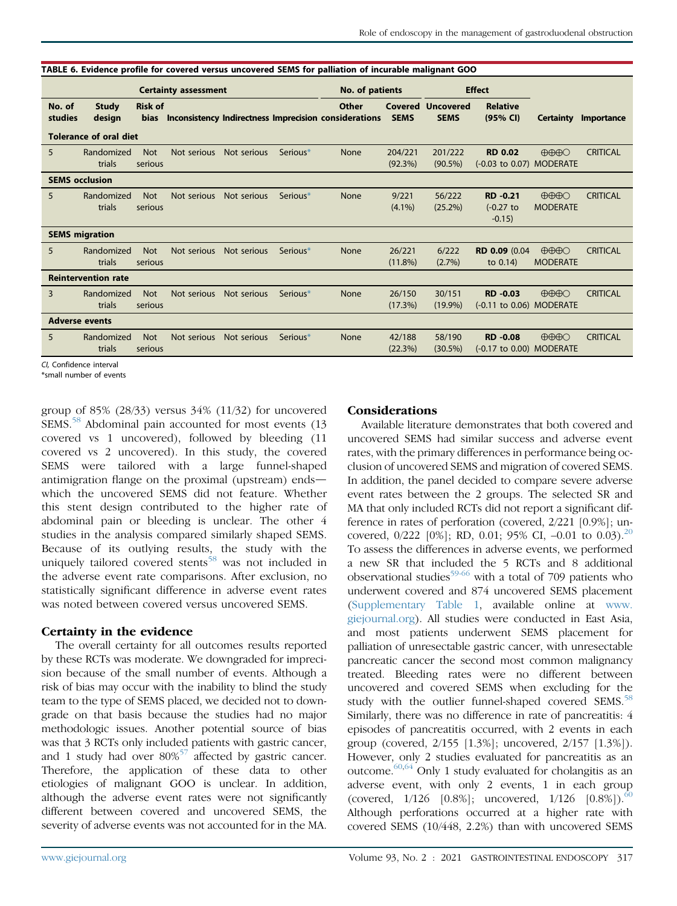**TABLE 6. Evidence profile for covered versus uncovered SEMS for palliation of incurable malignant GOO**

| Certainty assessment | | | | | | | No. of patients | | Effect | | |
|---|---|---|---|---|---|---|---|---|---|---|---|
| No. of studies | Study design | Risk of bias | Inconsistency | Indirectness | Imprecision | Other considerations | Covered SEMS | Uncovered SEMS | Relative (95% CI) | Certainty | Importance |
| **Tolerance of oral diet** | | | | | | | | | | | |
| 5 | Randomized trials | Not serious | Not serious | Not serious | Serious* | None | 204/221 (92.3%) | 201/222 (90.5%) | **RD 0.02** (-0.03 to 0.07) | ⊕⊕⊕◯ MODERATE | CRITICAL |
| **SEMS occlusion** | | | | | | | | | | | |
| 5 | Randomized trials | Not serious | Not serious | Not serious | Serious* | None | 9/221 (4.1%) | 56/222 (25.2%) | **RD -0.21** (-0.27 to -0.15) | ⊕⊕⊕◯ MODERATE | CRITICAL |
| **SEMS migration** | | | | | | | | | | | |
| 5 | Randomized trials | Not serious | Not serious | Not serious | Serious* | None | 26/221 (11.8%) | 6/222 (2.7%) | **RD 0.09** (0.04 to 0.14) | ⊕⊕⊕◯ MODERATE | CRITICAL |
| **Reintervention rate** | | | | | | | | | | | |
| 3 | Randomized trials | Not serious | Not serious | Not serious | Serious* | None | 26/150 (17.3%) | 30/151 (19.9%) | **RD -0.03** (-0.11 to 0.06) | ⊕⊕⊕◯ MODERATE | CRITICAL |
| **Adverse events** | | | | | | | | | | | |
| 5 | Randomized trials | Not serious | Not serious | Not serious | Serious* | None | 42/188 (22.3%) | 58/190 (30.5%) | **RD -0.08** (-0.17 to 0.00) | ⊕⊕⊕◯ MODERATE | CRITICAL |

*CI*, Confidence interval
*small number of events

group of 85% (28/33) versus 34% (11/32) for uncovered SEMS.[58] Abdominal pain accounted for most events (13 covered vs 1 uncovered), followed by bleeding (11 covered vs 2 uncovered). In this study, the covered SEMS were tailored with a large funnel-shaped antimigration flange on the proximal (upstream) ends—which the uncovered SEMS did not feature. Whether this stent design contributed to the higher rate of abdominal pain or bleeding is unclear. The other 4 studies in the analysis compared similarly shaped SEMS. Because of its outlying results, the study with the uniquely tailored covered stents[58] was not included in the adverse event rate comparisons. After exclusion, no statistically significant difference in adverse event rates was noted between covered versus uncovered SEMS.

## Certainty in the evidence

The overall certainty for all outcomes results reported by these RCTs was moderate. We downgraded for imprecision because of the small number of events. Although a risk of bias may occur with the inability to blind the study team to the type of SEMS placed, we decided not to downgrade on that basis because the studies had no major methodologic issues. Another potential source of bias was that 3 RCTs only included patients with gastric cancer, and 1 study had over 80%[57] affected by gastric cancer. Therefore, the application of these data to other etiologies of malignant GOO is unclear. In addition, although the adverse event rates were not significantly different between covered and uncovered SEMS, the severity of adverse events was not accounted for in the MA.

## Considerations

Available literature demonstrates that both covered and uncovered SEMS had similar success and adverse event rates, with the primary differences in performance being occlusion of uncovered SEMS and migration of covered SEMS. In addition, the panel decided to compare severe adverse event rates between the 2 groups. The selected SR and MA that only included RCTs did not report a significant difference in rates of perforation (covered, 2/221 [0.9%]; uncovered, 0/222 [0%]; RD, 0.01; 95% CI, –0.01 to 0.03).[20] To assess the differences in adverse events, we performed a new SR that included the 5 RCTs and 8 additional observational studies[59-66] with a total of 709 patients who underwent covered and 874 uncovered SEMS placement (Supplementary Table 1, available online at www.giejournal.org). All studies were conducted in East Asia, and most patients underwent SEMS placement for palliation of unresectable gastric cancer, with unresectable pancreatic cancer the second most common malignancy treated. Bleeding rates were no different between uncovered and covered SEMS when excluding for the study with the outlier funnel-shaped covered SEMS.[58] Similarly, there was no difference in rate of pancreatitis: 4 episodes of pancreatitis occurred, with 2 events in each group (covered, 2/155 [1.3%]; uncovered, 2/157 [1.3%]). However, only 2 studies evaluated for pancreatitis as an outcome.[60,64] Only 1 study evaluated for cholangitis as an adverse event, with only 2 events, 1 in each group (covered, 1/126 [0.8%]; uncovered, 1/126 [0.8%]).[60] Although perforations occurred at a higher rate with covered SEMS (10/448, 2.2%) than with uncovered SEMS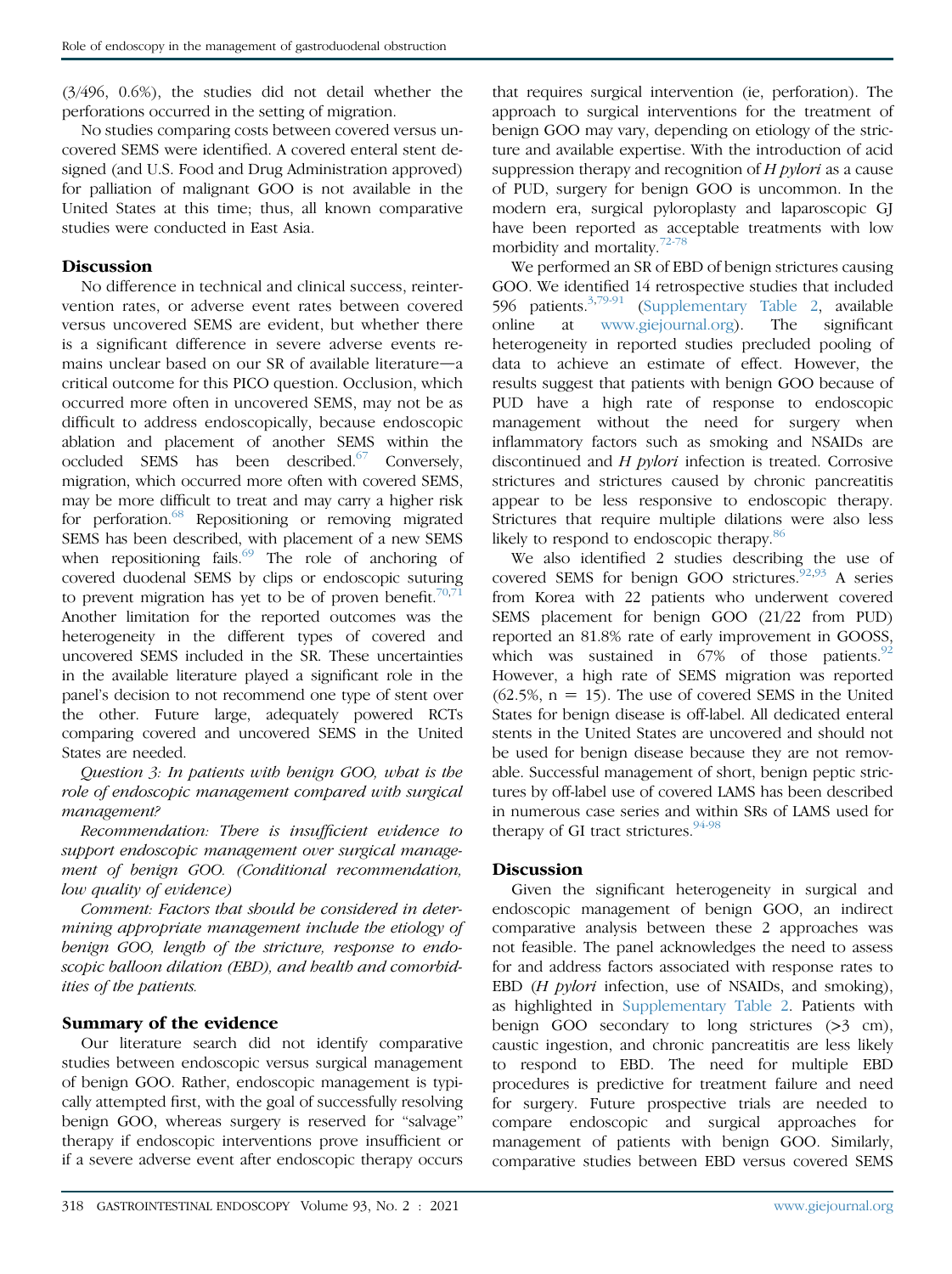(3/496, 0.6%), the studies did not detail whether the perforations occurred in the setting of migration.

No studies comparing costs between covered versus uncovered SEMS were identified. A covered enteral stent designed (and U.S. Food and Drug Administration approved) for palliation of malignant GOO is not available in the United States at this time; thus, all known comparative studies were conducted in East Asia.

### Discussion

No difference in technical and clinical success, reintervention rates, or adverse event rates between covered versus uncovered SEMS are evident, but whether there is a significant difference in severe adverse events remains unclear based on our SR of available literature—a critical outcome for this PICO question. Occlusion, which occurred more often in uncovered SEMS, may not be as difficult to address endoscopically, because endoscopic ablation and placement of another SEMS within the occluded SEMS has been described.[67] Conversely, migration, which occurred more often with covered SEMS, may be more difficult to treat and may carry a higher risk for perforation.[68] Repositioning or removing migrated SEMS has been described, with placement of a new SEMS when repositioning fails.[69] The role of anchoring of covered duodenal SEMS by clips or endoscopic suturing to prevent migration has yet to be of proven benefit.[70,71] Another limitation for the reported outcomes was the heterogeneity in the different types of covered and uncovered SEMS included in the SR. These uncertainties in the available literature played a significant role in the panel's decision to not recommend one type of stent over the other. Future large, adequately powered RCTs comparing covered and uncovered SEMS in the United States are needed.

*Question 3: In patients with benign GOO, what is the role of endoscopic management compared with surgical management?*

*Recommendation: There is insufficient evidence to support endoscopic management over surgical management of benign GOO. (Conditional recommendation, low quality of evidence)*

*Comment: Factors that should be considered in determining appropriate management include the etiology of benign GOO, length of the stricture, response to endoscopic balloon dilation (EBD), and health and comorbidities of the patients.*

### Summary of the evidence

Our literature search did not identify comparative studies between endoscopic versus surgical management of benign GOO. Rather, endoscopic management is typically attempted first, with the goal of successfully resolving benign GOO, whereas surgery is reserved for "salvage" therapy if endoscopic interventions prove insufficient or if a severe adverse event after endoscopic therapy occurs that requires surgical intervention (ie, perforation). The approach to surgical interventions for the treatment of benign GOO may vary, depending on etiology of the stricture and available expertise. With the introduction of acid suppression therapy and recognition of *H pylori* as a cause of PUD, surgery for benign GOO is uncommon. In the modern era, surgical pyloroplasty and laparoscopic GJ have been reported as acceptable treatments with low morbidity and mortality.[72-78]

We performed an SR of EBD of benign strictures causing GOO. We identified 14 retrospective studies that included 596 patients.[3,79-91] (Supplementary Table 2, available online at www.giejournal.org). The significant heterogeneity in reported studies precluded pooling of data to achieve an estimate of effect. However, the results suggest that patients with benign GOO because of PUD have a high rate of response to endoscopic management without the need for surgery when inflammatory factors such as smoking and NSAIDs are discontinued and *H pylori* infection is treated. Corrosive strictures and strictures caused by chronic pancreatitis appear to be less responsive to endoscopic therapy. Strictures that require multiple dilations were also less likely to respond to endoscopic therapy.[86]

We also identified 2 studies describing the use of covered SEMS for benign GOO strictures.[92,93] A series from Korea with 22 patients who underwent covered SEMS placement for benign GOO (21/22 from PUD) reported an 81.8% rate of early improvement in GOOSS, which was sustained in 67% of those patients.[92] However, a high rate of SEMS migration was reported (62.5%, n = 15). The use of covered SEMS in the United States for benign disease is off-label. All dedicated enteral stents in the United States are uncovered and should not be used for benign disease because they are not removable. Successful management of short, benign peptic strictures by off-label use of covered LAMS has been described in numerous case series and within SRs of LAMS used for therapy of GI tract strictures.[94-98]

### Discussion

Given the significant heterogeneity in surgical and endoscopic management of benign GOO, an indirect comparative analysis between these 2 approaches was not feasible. The panel acknowledges the need to assess for and address factors associated with response rates to EBD (*H pylori* infection, use of NSAIDs, and smoking), as highlighted in Supplementary Table 2. Patients with benign GOO secondary to long strictures (>3 cm), caustic ingestion, and chronic pancreatitis are less likely to respond to EBD. The need for multiple EBD procedures is predictive for treatment failure and need for surgery. Future prospective trials are needed to compare endoscopic and surgical approaches for management of patients with benign GOO. Similarly, comparative studies between EBD versus covered SEMS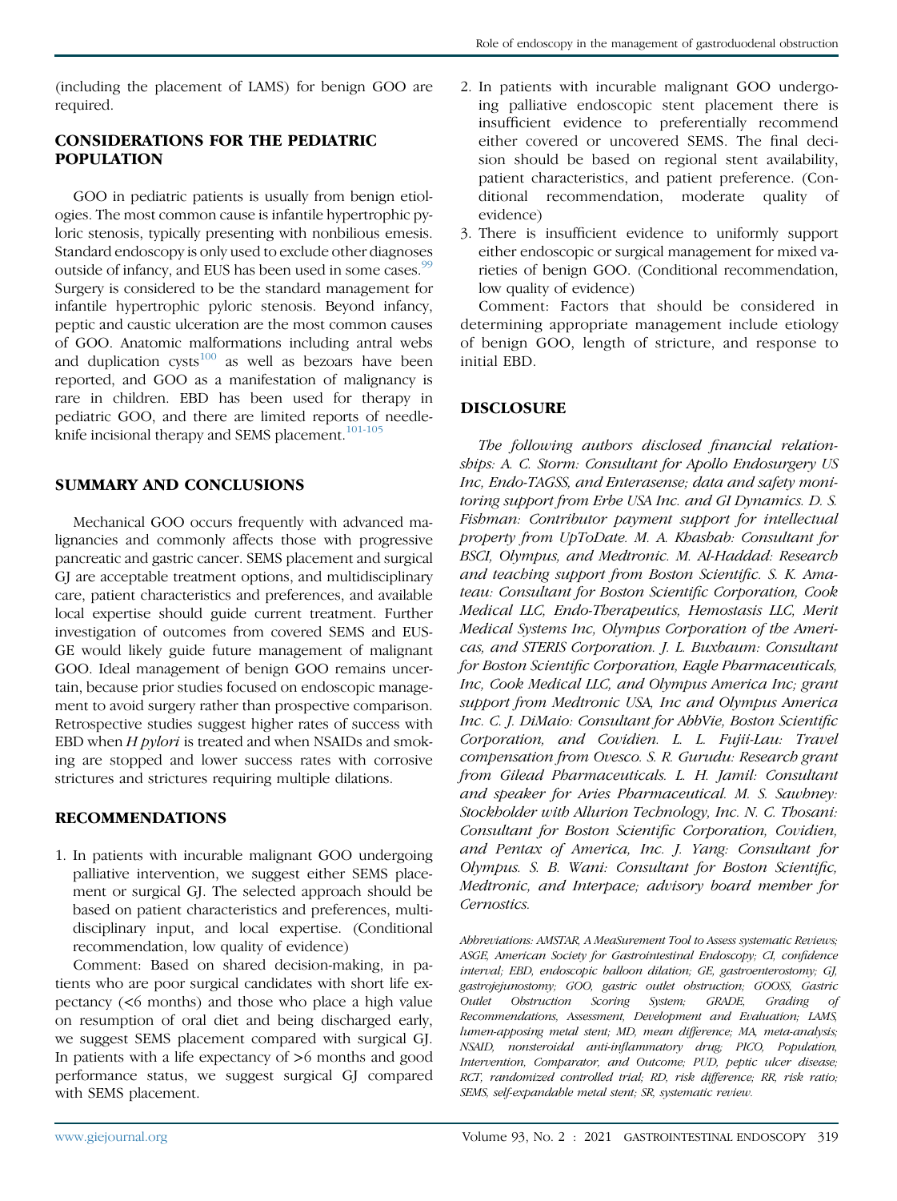(including the placement of LAMS) for benign GOO are required.

## CONSIDERATIONS FOR THE PEDIATRIC POPULATION

GOO in pediatric patients is usually from benign etiologies. The most common cause is infantile hypertrophic pyloric stenosis, typically presenting with nonbilious emesis. Standard endoscopy is only used to exclude other diagnoses outside of infancy, and EUS has been used in some cases.[99] Surgery is considered to be the standard management for infantile hypertrophic pyloric stenosis. Beyond infancy, peptic and caustic ulceration are the most common causes of GOO. Anatomic malformations including antral webs and duplication cysts[100] as well as bezoars have been reported, and GOO as a manifestation of malignancy is rare in children. EBD has been used for therapy in pediatric GOO, and there are limited reports of needle-knife incisional therapy and SEMS placement.[101-105]

## SUMMARY AND CONCLUSIONS

Mechanical GOO occurs frequently with advanced malignancies and commonly affects those with progressive pancreatic and gastric cancer. SEMS placement and surgical GJ are acceptable treatment options, and multidisciplinary care, patient characteristics and preferences, and available local expertise should guide current treatment. Further investigation of outcomes from covered SEMS and EUS-GE would likely guide future management of malignant GOO. Ideal management of benign GOO remains uncertain, because prior studies focused on endoscopic management to avoid surgery rather than prospective comparison. Retrospective studies suggest higher rates of success with EBD when *H pylori* is treated and when NSAIDs and smoking are stopped and lower success rates with corrosive strictures and strictures requiring multiple dilations.

## RECOMMENDATIONS

1. In patients with incurable malignant GOO undergoing palliative intervention, we suggest either SEMS placement or surgical GJ. The selected approach should be based on patient characteristics and preferences, multidisciplinary input, and local expertise. (Conditional recommendation, low quality of evidence)

   Comment: Based on shared decision-making, in patients who are poor surgical candidates with short life expectancy (<6 months) and those who place a high value on resumption of oral diet and being discharged early, we suggest SEMS placement compared with surgical GJ. In patients with a life expectancy of >6 months and good performance status, we suggest surgical GJ compared with SEMS placement.

2. In patients with incurable malignant GOO undergoing palliative endoscopic stent placement there is insufficient evidence to preferentially recommend either covered or uncovered SEMS. The final decision should be based on regional stent availability, patient characteristics, and patient preference. (Conditional recommendation, moderate quality of evidence)

3. There is insufficient evidence to uniformly support either endoscopic or surgical management for mixed varieties of benign GOO. (Conditional recommendation, low quality of evidence)

   Comment: Factors that should be considered in determining appropriate management include etiology of benign GOO, length of stricture, and response to initial EBD.

## DISCLOSURE

*The following authors disclosed financial relationships: A. C. Storm: Consultant for Apollo Endosurgery US Inc, Endo-TAGSS, and Enterasense; data and safety monitoring support from Erbe USA Inc. and GI Dynamics. D. S. Fishman: Contributor payment support for intellectual property from UpToDate. M. A. Khashab: Consultant for BSCI, Olympus, and Medtronic. M. Al-Haddad: Research and teaching support from Boston Scientific. S. K. Amateau: Consultant for Boston Scientific Corporation, Cook Medical LLC, Endo-Therapeutics, Hemostasis LLC, Merit Medical Systems Inc, Olympus Corporation of the Americas, and STERIS Corporation. J. L. Buxbaum: Consultant for Boston Scientific Corporation, Eagle Pharmaceuticals, Inc, Cook Medical LLC, and Olympus America Inc; grant support from Medtronic USA, Inc and Olympus America Inc. C. J. DiMaio: Consultant for AbbVie, Boston Scientific Corporation, and Covidien. L. L. Fujii-Lau: Travel compensation from Ovesco. S. R. Gurudu: Research grant from Gilead Pharmaceuticals. L. H. Jamil: Consultant and speaker for Aries Pharmaceutical. M. S. Sawhney: Stockholder with Allurion Technology, Inc. N. C. Thosani: Consultant for Boston Scientific Corporation, Covidien, and Pentax of America, Inc. J. Yang: Consultant for Olympus. S. B. Wani: Consultant for Boston Scientific, Medtronic, and Interpace; advisory board member for Cernostics.*

*Abbreviations: AMSTAR, A MeaSurement Tool to Assess systematic Reviews; ASGE, American Society for Gastrointestinal Endoscopy; CI, confidence interval; EBD, endoscopic balloon dilation; GE, gastroenterostomy; GJ, gastrojejunostomy; GOO, gastric outlet obstruction; GOOSS, Gastric Outlet Obstruction Scoring System; GRADE, Grading of Recommendations, Assessment, Development and Evaluation; LAMS, lumen-apposing metal stent; MD, mean difference; MA, meta-analysis; NSAID, nonsteroidal anti-inflammatory drug; PICO, Population, Intervention, Comparator, and Outcome; PUD, peptic ulcer disease; RCT, randomized controlled trial; RD, risk difference; RR, risk ratio; SEMS, self-expandable metal stent; SR, systematic review.*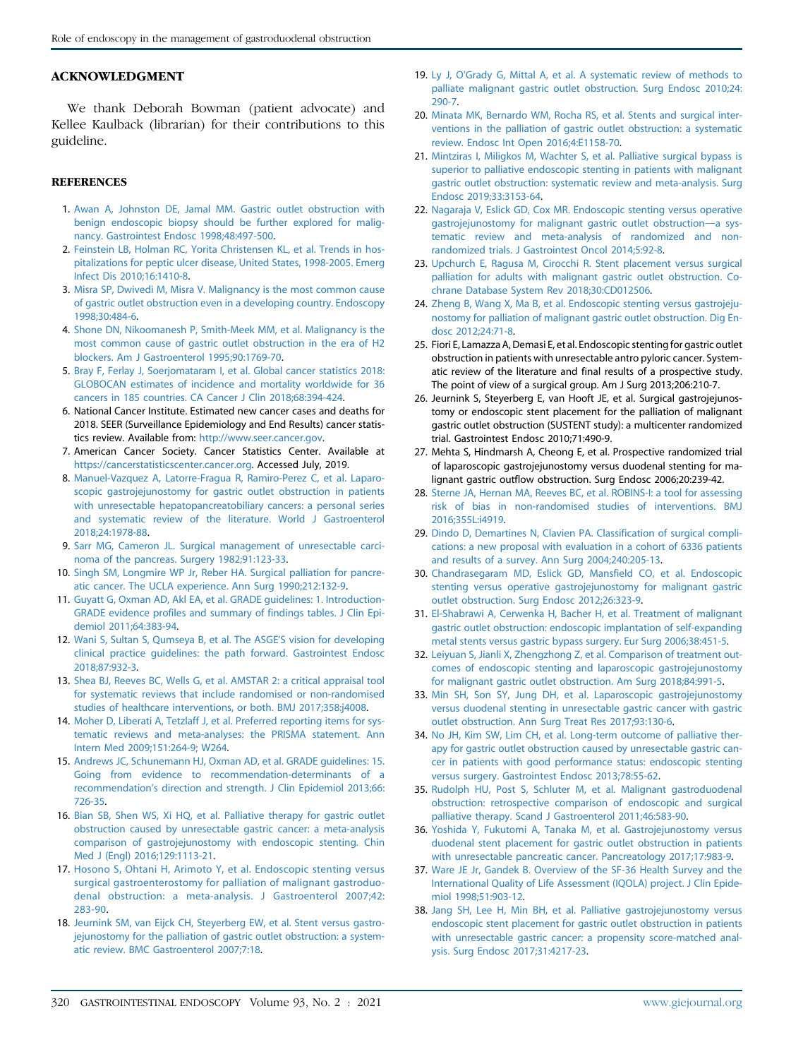## ACKNOWLEDGMENT

We thank Deborah Bowman (patient advocate) and Kellee Kaulback (librarian) for their contributions to this guideline.

## REFERENCES

1. Awan A, Johnston DE, Jamal MM. Gastric outlet obstruction with benign endoscopic biopsy should be further explored for malignancy. Gastrointest Endosc 1998;48:497-500.
2. Feinstein LB, Holman RC, Yorita Christensen KL, et al. Trends in hospitalizations for peptic ulcer disease, United States, 1998-2005. Emerg Infect Dis 2010;16:1410-8.
3. Misra SP, Dwivedi M, Misra V. Malignancy is the most common cause of gastric outlet obstruction even in a developing country. Endoscopy 1998;30:484-6.
4. Shone DN, Nikoomanesh P, Smith-Meek MM, et al. Malignancy is the most common cause of gastric outlet obstruction in the era of H2 blockers. Am J Gastroenterol 1995;90:1769-70.
5. Bray F, Ferlay J, Soerjomataram I, et al. Global cancer statistics 2018: GLOBOCAN estimates of incidence and mortality worldwide for 36 cancers in 185 countries. CA Cancer J Clin 2018;68:394-424.
6. National Cancer Institute. Estimated new cancer cases and deaths for 2018. SEER (Surveillance Epidemiology and End Results) cancer statistics review. Available from: http://www.seer.cancer.gov.
7. American Cancer Society. Cancer Statistics Center. Available at https://cancerstatisticscenter.cancer.org. Accessed July, 2019.
8. Manuel-Vazquez A, Latorre-Fragua R, Ramiro-Perez C, et al. Laparoscopic gastrojejunostomy for gastric outlet obstruction in patients with unresectable hepatopancreatobiliary cancers: a personal series and systematic review of the literature. World J Gastroenterol 2018;24:1978-88.
9. Sarr MG, Cameron JL. Surgical management of unresectable carcinoma of the pancreas. Surgery 1982;91:123-33.
10. Singh SM, Longmire WP Jr, Reber HA. Surgical palliation for pancreatic cancer. The UCLA experience. Ann Surg 1990;212:132-9.
11. Guyatt G, Oxman AD, Akl EA, et al. GRADE guidelines: 1. Introduction-GRADE evidence profiles and summary of findings tables. J Clin Epidemiol 2011;64:383-94.
12. Wani S, Sultan S, Qumseya B, et al. The ASGE'S vision for developing clinical practice guidelines: the path forward. Gastrointest Endosc 2018;87:932-3.
13. Shea BJ, Reeves BC, Wells G, et al. AMSTAR 2: a critical appraisal tool for systematic reviews that include randomised or non-randomised studies of healthcare interventions, or both. BMJ 2017;358:j4008.
14. Moher D, Liberati A, Tetzlaff J, et al. Preferred reporting items for systematic reviews and meta-analyses: the PRISMA statement. Ann Intern Med 2009;151:264-9; W264.
15. Andrews JC, Schunemann HJ, Oxman AD, et al. GRADE guidelines: 15. Going from evidence to recommendation-determinants of a recommendation's direction and strength. J Clin Epidemiol 2013;66: 726-35.
16. Bian SB, Shen WS, Xi HQ, et al. Palliative therapy for gastric outlet obstruction caused by unresectable gastric cancer: a meta-analysis comparison of gastrojejunostomy with endoscopic stenting. Chin Med J (Engl) 2016;129:1113-21.
17. Hosono S, Ohtani H, Arimoto Y, et al. Endoscopic stenting versus surgical gastroenterostomy for palliation of malignant gastroduodenal obstruction: a meta-analysis. J Gastroenterol 2007;42: 283-90.
18. Jeurnink SM, van Eijck CH, Steyerberg EW, et al. Stent versus gastrojejunostomy for the palliation of gastric outlet obstruction: a systematic review. BMC Gastroenterol 2007;7:18.
19. Ly J, O'Grady G, Mittal A, et al. A systematic review of methods to palliate malignant gastric outlet obstruction. Surg Endosc 2010;24: 290-7.
20. Minata MK, Bernardo WM, Rocha RS, et al. Stents and surgical interventions in the palliation of gastric outlet obstruction: a systematic review. Endosc Int Open 2016;4:E1158-70.
21. Mintziras I, Miligkos M, Wachter S, et al. Palliative surgical bypass is superior to palliative endoscopic stenting in patients with malignant gastric outlet obstruction: systematic review and meta-analysis. Surg Endosc 2019;33:3153-64.
22. Nagaraja V, Eslick GD, Cox MR. Endoscopic stenting versus operative gastrojejunostomy for malignant gastric outlet obstruction—a systematic review and meta-analysis of randomized and non-randomized trials. J Gastrointest Oncol 2014;5:92-8.
23. Upchurch E, Ragusa M, Cirocchi R. Stent placement versus surgical palliation for adults with malignant gastric outlet obstruction. Cochrane Database System Rev 2018;30:CD012506.
24. Zheng B, Wang X, Ma B, et al. Endoscopic stenting versus gastrojejunostomy for palliation of malignant gastric outlet obstruction. Dig Endosc 2012;24:71-8.
25. Fiori E, Lamazza A, Demasi E, et al. Endoscopic stenting for gastric outlet obstruction in patients with unresectable antro pyloric cancer. Systematic review of the literature and final results of a prospective study. The point of view of a surgical group. Am J Surg 2013;206:210-7.
26. Jeurnink S, Steyerberg E, van Hooft JE, et al. Surgical gastrojejunostomy or endoscopic stent placement for the palliation of malignant gastric outlet obstruction (SUSTENT study): a multicenter randomized trial. Gastrointest Endosc 2010;71:490-9.
27. Mehta S, Hindmarsh A, Cheong E, et al. Prospective randomized trial of laparoscopic gastrojejunostomy versus duodenal stenting for malignant gastric outflow obstruction. Surg Endosc 2006;20:239-42.
28. Sterne JA, Hernan MA, Reeves BC, et al. ROBINS-I: a tool for assessing risk of bias in non-randomised studies of interventions. BMJ 2016;355L:i4919.
29. Dindo D, Demartines N, Clavien PA. Classification of surgical complications: a new proposal with evaluation in a cohort of 6336 patients and results of a survey. Ann Surg 2004;240:205-13.
30. Chandrasegaram MD, Eslick GD, Mansfield CO, et al. Endoscopic stenting versus operative gastrojejunostomy for malignant gastric outlet obstruction. Surg Endosc 2012;26:323-9.
31. El-Shabrawi A, Cerwenka H, Bacher H, et al. Treatment of malignant gastric outlet obstruction: endoscopic implantation of self-expanding metal stents versus gastric bypass surgery. Eur Surg 2006;38:451-5.
32. Leiyuan S, Jianli X, Zhengzhong Z, et al. Comparison of treatment outcomes of endoscopic stenting and laparoscopic gastrojejunostomy for malignant gastric outlet obstruction. Am Surg 2018;84:991-5.
33. Min SH, Son SY, Jung DH, et al. Laparoscopic gastrojejunostomy versus duodenal stenting in unresectable gastric cancer with gastric outlet obstruction. Ann Surg Treat Res 2017;93:130-6.
34. No JH, Kim SW, Lim CH, et al. Long-term outcome of palliative therapy for gastric outlet obstruction caused by unresectable gastric cancer in patients with good performance status: endoscopic stenting versus surgery. Gastrointest Endosc 2013;78:55-62.
35. Rudolph HU, Post S, Schluter M, et al. Malignant gastroduodenal obstruction: retrospective comparison of endoscopic and surgical palliative therapy. Scand J Gastroenterol 2011;46:583-90.
36. Yoshida Y, Fukutomi A, Tanaka M, et al. Gastrojejunostomy versus duodenal stent placement for gastric outlet obstruction in patients with unresectable pancreatic cancer. Pancreatology 2017;17:983-9.
37. Ware JE Jr, Gandek B. Overview of the SF-36 Health Survey and the International Quality of Life Assessment (IQOLA) project. J Clin Epidemiol 1998;51:903-12.
38. Jang SH, Lee H, Min BH, et al. Palliative gastrojejunostomy versus endoscopic stent placement for gastric outlet obstruction in patients with unresectable gastric cancer: a propensity score-matched analysis. Surg Endosc 2017;31:4217-23.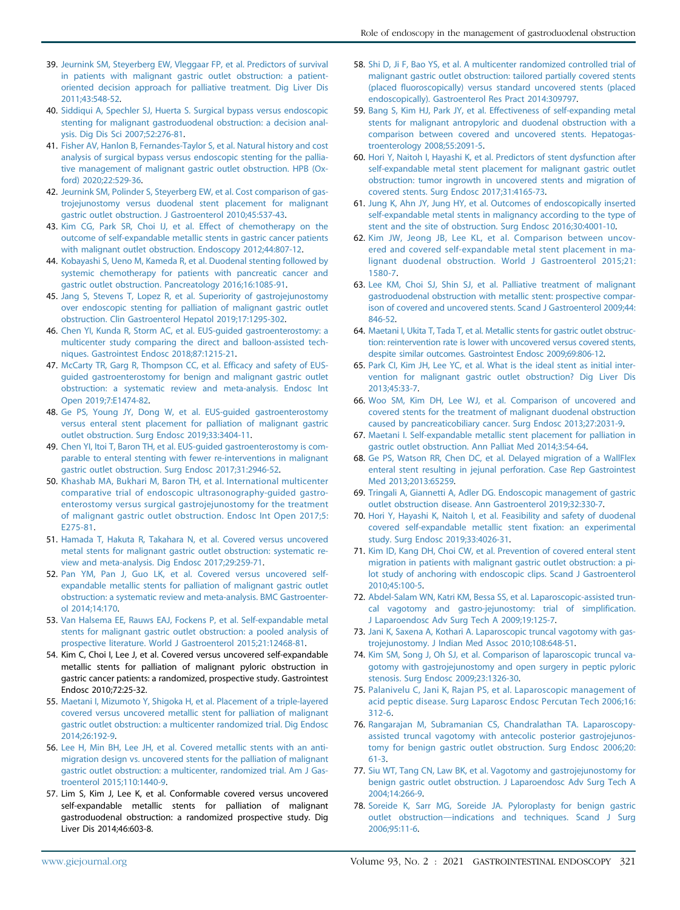39. Jeurnink SM, Steyerberg EW, Vleggaar FP, et al. Predictors of survival in patients with malignant gastric outlet obstruction: a patient-oriented decision approach for palliative treatment. Dig Liver Dis 2011;43:548-52.
40. Siddiqui A, Spechler SJ, Huerta S. Surgical bypass versus endoscopic stenting for malignant gastroduodenal obstruction: a decision analysis. Dig Dis Sci 2007;52:276-81.
41. Fisher AV, Hanlon B, Fernandes-Taylor S, et al. Natural history and cost analysis of surgical bypass versus endoscopic stenting for the palliative management of malignant gastric outlet obstruction. HPB (Oxford) 2020;22:529-36.
42. Jeurnink SM, Polinder S, Steyerberg EW, et al. Cost comparison of gastrojejunostomy versus duodenal stent placement for malignant gastric outlet obstruction. J Gastroenterol 2010;45:537-43.
43. Kim CG, Park SR, Choi IJ, et al. Effect of chemotherapy on the outcome of self-expandable metallic stents in gastric cancer patients with malignant outlet obstruction. Endoscopy 2012;44:807-12.
44. Kobayashi S, Ueno M, Kameda R, et al. Duodenal stenting followed by systemic chemotherapy for patients with pancreatic cancer and gastric outlet obstruction. Pancreatology 2016;16:1085-91.
45. Jang S, Stevens T, Lopez R, et al. Superiority of gastrojejunostomy over endoscopic stenting for palliation of malignant gastric outlet obstruction. Clin Gastroenterol Hepatol 2019;17:1295-302.
46. Chen YI, Kunda R, Storm AC, et al. EUS-guided gastroenterostomy: a multicenter study comparing the direct and balloon-assisted techniques. Gastrointest Endosc 2018;87:1215-21.
47. McCarty TR, Garg R, Thompson CC, et al. Efficacy and safety of EUS-guided gastroenterostomy for benign and malignant gastric outlet obstruction: a systematic review and meta-analysis. Endosc Int Open 2019;7:E1474-82.
48. Ge PS, Young JY, Dong W, et al. EUS-guided gastroenterostomy versus enteral stent placement for palliation of malignant gastric outlet obstruction. Surg Endosc 2019;33:3404-11.
49. Chen YI, Itoi T, Baron TH, et al. EUS-guided gastroenterostomy is comparable to enteral stenting with fewer re-interventions in malignant gastric outlet obstruction. Surg Endosc 2017;31:2946-52.
50. Khashab MA, Bukhari M, Baron TH, et al. International multicenter comparative trial of endoscopic ultrasonography-guided gastroenterostomy versus surgical gastrojejunostomy for the treatment of malignant gastric outlet obstruction. Endosc Int Open 2017;5:E275-81.
51. Hamada T, Hakuta R, Takahara N, et al. Covered versus uncovered metal stents for malignant gastric outlet obstruction: systematic review and meta-analysis. Dig Endosc 2017;29:259-71.
52. Pan YM, Pan J, Guo LK, et al. Covered versus uncovered self-expandable metallic stents for palliation of malignant gastric outlet obstruction: a systematic review and meta-analysis. BMC Gastroenterol 2014;14:170.
53. Van Halsema EE, Rauws EAJ, Fockens P, et al. Self-expandable metal stents for malignant gastric outlet obstruction: a pooled analysis of prospective literature. World J Gastroenterol 2015;21:12468-81.
54. Kim C, Choi I, Lee J, et al. Covered versus uncovered self-expandable metallic stents for palliation of malignant pyloric obstruction in gastric cancer patients: a randomized, prospective study. Gastrointest Endosc 2010;72:25-32.
55. Maetani I, Mizumoto Y, Shigoka H, et al. Placement of a triple-layered covered versus uncovered metallic stent for palliation of malignant gastric outlet obstruction: a multicenter randomized trial. Dig Endosc 2014;26:192-9.
56. Lee H, Min BH, Lee JH, et al. Covered metallic stents with an anti-migration design vs. uncovered stents for the palliation of malignant gastric outlet obstruction: a multicenter, randomized trial. Am J Gastroenterol 2015;110:1440-9.
57. Lim S, Kim J, Lee K, et al. Conformable covered versus uncovered self-expandable metallic stents for palliation of malignant gastroduodenal obstruction: a randomized prospective study. Dig Liver Dis 2014;46:603-8.
58. Shi D, Ji F, Bao YS, et al. A multicenter randomized controlled trial of malignant gastric outlet obstruction: tailored partially covered stents (placed fluoroscopically) versus standard uncovered stents (placed endoscopically). Gastroenterol Res Pract 2014:309797.
59. Bang S, Kim HJ, Park JY, et al. Effectiveness of self-expanding metal stents for malignant antropyloric and duodenal obstruction with a comparison between covered and uncovered stents. Hepatogastroenterology 2008;55:2091-5.
60. Hori Y, Naitoh I, Hayashi K, et al. Predictors of stent dysfunction after self-expandable metal stent placement for malignant gastric outlet obstruction: tumor ingrowth in uncovered stents and migration of covered stents. Surg Endosc 2017;31:4165-73.
61. Jung K, Ahn JY, Jung HY, et al. Outcomes of endoscopically inserted self-expandable metal stents in malignancy according to the type of stent and the site of obstruction. Surg Endosc 2016;30:4001-10.
62. Kim JW, Jeong JB, Lee KL, et al. Comparison between uncovered and covered self-expandable metal stent placement in malignant duodenal obstruction. World J Gastroenterol 2015;21:1580-7.
63. Lee KM, Choi SJ, Shin SJ, et al. Palliative treatment of malignant gastroduodenal obstruction with metallic stent: prospective comparison of covered and uncovered stents. Scand J Gastroenterol 2009;44:846-52.
64. Maetani I, Ukita T, Tada T, et al. Metallic stents for gastric outlet obstruction: reintervention rate is lower with uncovered versus covered stents, despite similar outcomes. Gastrointest Endosc 2009;69:806-12.
65. Park CI, Kim JH, Lee YC, et al. What is the ideal stent as initial intervention for malignant gastric outlet obstruction? Dig Liver Dis 2013;45:33-7.
66. Woo SM, Kim DH, Lee WJ, et al. Comparison of uncovered and covered stents for the treatment of malignant duodenal obstruction caused by pancreaticobiliary cancer. Surg Endosc 2013;27:2031-9.
67. Maetani I. Self-expandable metallic stent placement for palliation in gastric outlet obstruction. Ann Palliat Med 2014;3:54-64.
68. Ge PS, Watson RR, Chen DC, et al. Delayed migration of a WallFlex enteral stent resulting in jejunal perforation. Case Rep Gastrointest Med 2013;2013:65259.
69. Tringali A, Giannetti A, Adler DG. Endoscopic management of gastric outlet obstruction disease. Ann Gastroenterol 2019;32:330-7.
70. Hori Y, Hayashi K, Naitoh I, et al. Feasibility and safety of duodenal covered self-expandable metallic stent fixation: an experimental study. Surg Endosc 2019;33:4026-31.
71. Kim ID, Kang DH, Choi CW, et al. Prevention of covered enteral stent migration in patients with malignant gastric outlet obstruction: a pilot study of anchoring with endoscopic clips. Scand J Gastroenterol 2010;45:100-5.
72. Abdel-Salam WN, Katri KM, Bessa SS, et al. Laparoscopic-assisted truncal vagotomy and gastro-jejunostomy: trial of simplification. J Laparoendosc Adv Surg Tech A 2009;19:125-7.
73. Jani K, Saxena A, Kothari A. Laparoscopic truncal vagotomy with gastrojejunostomy. J Indian Med Assoc 2010;108:648-51.
74. Kim SM, Song J, Oh SJ, et al. Comparison of laparoscopic truncal vagotomy with gastrojejunostomy and open surgery in peptic pyloric stenosis. Surg Endosc 2009;23:1326-30.
75. Palanivelu C, Jani K, Rajan PS, et al. Laparoscopic management of acid peptic disease. Surg Laparosc Endosc Percutan Tech 2006;16:312-6.
76. Rangarajan M, Subramanian CS, Chandralathan TA. Laparoscopy-assisted truncal vagotomy with antecolic posterior gastrojejunostomy for benign gastric outlet obstruction. Surg Endosc 2006;20:61-3.
77. Siu WT, Tang CN, Law BK, et al. Vagotomy and gastrojejunostomy for benign gastric outlet obstruction. J Laparoendosc Adv Surg Tech A 2004;14:266-9.
78. Soreide K, Sarr MG, Soreide JA. Pyloroplasty for benign gastric outlet obstruction—indications and techniques. Scand J Surg 2006;95:11-6.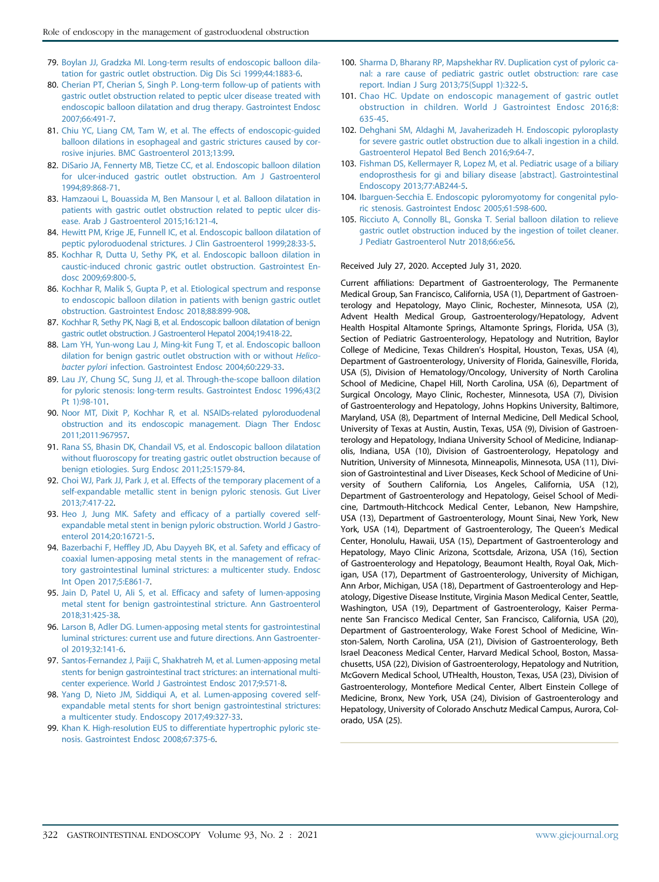79. Boylan JJ, Gradzka MI. Long-term results of endoscopic balloon dilatation for gastric outlet obstruction. Dig Dis Sci 1999;44:1883-6.
80. Cherian PT, Cherian S, Singh P. Long-term follow-up of patients with gastric outlet obstruction related to peptic ulcer disease treated with endoscopic balloon dilatation and drug therapy. Gastrointest Endosc 2007;66:491-7.
81. Chiu YC, Liang CM, Tam W, et al. The effects of endoscopic-guided balloon dilations in esophageal and gastric strictures caused by corrosive injuries. BMC Gastroenterol 2013;13:99.
82. DiSario JA, Fennerty MB, Tietze CC, et al. Endoscopic balloon dilation for ulcer-induced gastric outlet obstruction. Am J Gastroenterol 1994;89:868-71.
83. Hamzaoui L, Bouassida M, Ben Mansour I, et al. Balloon dilatation in patients with gastric outlet obstruction related to peptic ulcer disease. Arab J Gastroenterol 2015;16:121-4.
84. Hewitt PM, Krige JE, Funnell IC, et al. Endoscopic balloon dilatation of peptic pyloroduodenal strictures. J Clin Gastroenterol 1999;28:33-5.
85. Kochhar R, Dutta U, Sethy PK, et al. Endoscopic balloon dilation in caustic-induced chronic gastric outlet obstruction. Gastrointest Endosc 2009;69:800-5.
86. Kochhar R, Malik S, Gupta P, et al. Etiological spectrum and response to endoscopic balloon dilation in patients with benign gastric outlet obstruction. Gastrointest Endosc 2018;88:899-908.
87. Kochhar R, Sethy PK, Nagi B, et al. Endoscopic balloon dilatation of benign gastric outlet obstruction. J Gastroenterol Hepatol 2004;19:418-22.
88. Lam YH, Yun-wong Lau J, Ming-kit Fung T, et al. Endoscopic balloon dilation for benign gastric outlet obstruction with or without *Helicobacter pylori* infection. Gastrointest Endosc 2004;60:229-33.
89. Lau JY, Chung SC, Sung JJ, et al. Through-the-scope balloon dilation for pyloric stenosis: long-term results. Gastrointest Endosc 1996;43(2 Pt 1):98-101.
90. Noor MT, Dixit P, Kochhar R, et al. NSAIDs-related pyloroduodenal obstruction and its endoscopic management. Diagn Ther Endosc 2011;2011:967957.
91. Rana SS, Bhasin DK, Chandail VS, et al. Endoscopic balloon dilatation without fluoroscopy for treating gastric outlet obstruction because of benign etiologies. Surg Endosc 2011;25:1579-84.
92. Choi WJ, Park JJ, Park J, et al. Effects of the temporary placement of a self-expandable metallic stent in benign pyloric stenosis. Gut Liver 2013;7:417-22.
93. Heo J, Jung MK. Safety and efficacy of a partially covered self-expandable metal stent in benign pyloric obstruction. World J Gastroenterol 2014;20:16721-5.
94. Bazerbachi F, Heffley JD, Abu Dayyeh BK, et al. Safety and efficacy of coaxial lumen-apposing metal stents in the management of refractory gastrointestinal luminal strictures: a multicenter study. Endosc Int Open 2017;5:E861-7.
95. Jain D, Patel U, Ali S, et al. Efficacy and safety of lumen-apposing metal stent for benign gastrointestinal stricture. Ann Gastroenterol 2018;31:425-38.
96. Larson B, Adler DG. Lumen-apposing metal stents for gastrointestinal luminal strictures: current use and future directions. Ann Gastroenterol 2019;32:141-6.
97. Santos-Fernandez J, Paiji C, Shakhatreh M, et al. Lumen-apposing metal stents for benign gastrointestinal tract strictures: an international multicenter experience. World J Gastrointest Endosc 2017;9:571-8.
98. Yang D, Nieto JM, Siddiqui A, et al. Lumen-apposing covered self-expandable metal stents for short benign gastrointestinal strictures: a multicenter study. Endoscopy 2017;49:327-33.
99. Khan K. High-resolution EUS to differentiate hypertrophic pyloric stenosis. Gastrointest Endosc 2008;67:375-6.
100. Sharma D, Bharany RP, Mapshekhar RV. Duplication cyst of pyloric canal: a rare cause of pediatric gastric outlet obstruction: rare case report. Indian J Surg 2013;75(Suppl 1):322-5.
101. Chao HC. Update on endoscopic management of gastric outlet obstruction in children. World J Gastrointest Endosc 2016;8:635-45.
102. Dehghani SM, Aldaghi M, Javaherizadeh H. Endoscopic pyloroplasty for severe gastric outlet obstruction due to alkali ingestion in a child. Gastroenterol Hepatol Bed Bench 2016;9:64-7.
103. Fishman DS, Kellermayer R, Lopez M, et al. Pediatric usage of a biliary endoprosthesis for gi and biliary disease [abstract]. Gastrointestinal Endoscopy 2013;77:AB244-5.
104. Ibarguen-Secchia E. Endoscopic pyloromyotomy for congenital pyloric stenosis. Gastrointest Endosc 2005;61:598-600.
105. Ricciuto A, Connolly BL, Gonska T. Serial balloon dilation to relieve gastric outlet obstruction induced by the ingestion of toilet cleaner. J Pediatr Gastroenterol Nutr 2018;66:e56.

Received July 27, 2020. Accepted July 31, 2020.

Current affiliations: Department of Gastroenterology, The Permanente Medical Group, San Francisco, California, USA (1), Department of Gastroenterology and Hepatology, Mayo Clinic, Rochester, Minnesota, USA (2), Advent Health Medical Group, Gastroenterology/Hepatology, Advent Health Hospital Altamonte Springs, Altamonte Springs, Florida, USA (3), Section of Pediatric Gastroenterology, Hepatology and Nutrition, Baylor College of Medicine, Texas Children's Hospital, Houston, Texas, USA (4), Department of Gastroenterology, University of Florida, Gainesville, Florida, USA (5), Division of Hematology/Oncology, University of North Carolina School of Medicine, Chapel Hill, North Carolina, USA (6), Department of Surgical Oncology, Mayo Clinic, Rochester, Minnesota, USA (7), Division of Gastroenterology and Hepatology, Johns Hopkins University, Baltimore, Maryland, USA (8), Department of Internal Medicine, Dell Medical School, University of Texas at Austin, Austin, Texas, USA (9), Division of Gastroenterology and Hepatology, Indiana University School of Medicine, Indianapolis, Indiana, USA (10), Division of Gastroenterology, Hepatology and Nutrition, University of Minnesota, Minneapolis, Minnesota, USA (11), Division of Gastrointestinal and Liver Diseases, Keck School of Medicine of University of Southern California, Los Angeles, California, USA (12), Department of Gastroenterology and Hepatology, Geisel School of Medicine, Dartmouth-Hitchcock Medical Center, Lebanon, New Hampshire, USA (13), Department of Gastroenterology, Mount Sinai, New York, New York, USA (14), Department of Gastroenterology, The Queen's Medical Center, Honolulu, Hawaii, USA (15), Department of Gastroenterology and Hepatology, Mayo Clinic Arizona, Scottsdale, Arizona, USA (16), Section of Gastroenterology and Hepatology, Beaumont Health, Royal Oak, Michigan, USA (17), Department of Gastroenterology, University of Michigan, Ann Arbor, Michigan, USA (18), Department of Gastroenterology and Hepatology, Digestive Disease Institute, Virginia Mason Medical Center, Seattle, Washington, USA (19), Department of Gastroenterology, Kaiser Permanente San Francisco Medical Center, San Francisco, California, USA (20), Department of Gastroenterology, Wake Forest School of Medicine, Winston-Salem, North Carolina, USA (21), Division of Gastroenterology, Beth Israel Deaconess Medical Center, Harvard Medical School, Boston, Massachusetts, USA (22), Division of Gastroenterology, Hepatology and Nutrition, McGovern Medical School, UTHealth, Houston, Texas, USA (23), Division of Gastroenterology, Montefiore Medical Center, Albert Einstein College of Medicine, Bronx, New York, USA (24), Division of Gastroenterology and Hepatology, University of Colorado Anschutz Medical Campus, Aurora, Colorado, USA (25).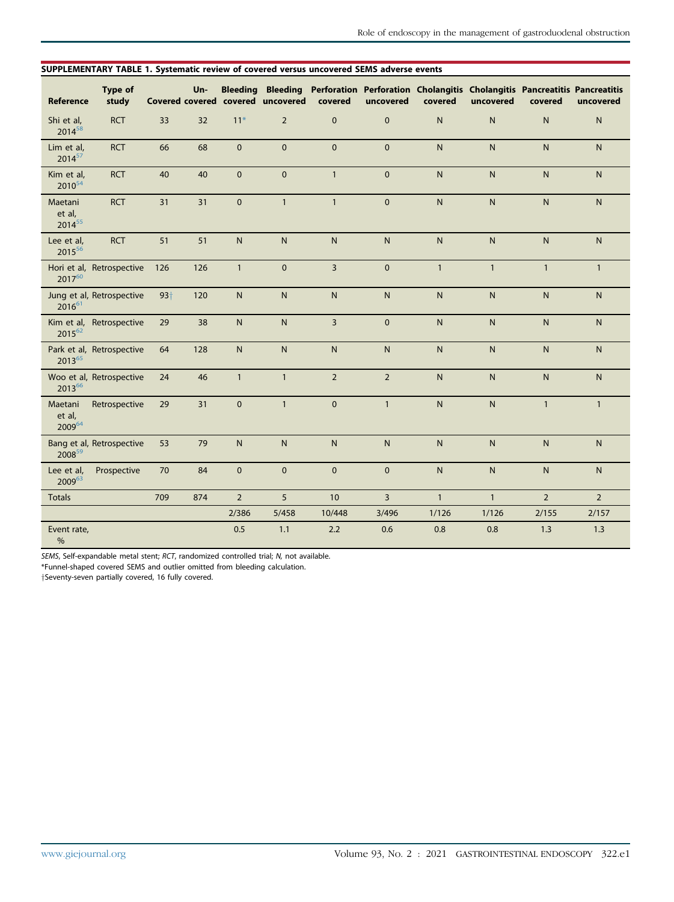**SUPPLEMENTARY TABLE 1. Systematic review of covered versus uncovered SEMS adverse events**

| Reference | Type of study | Covered | Un-covered | Bleeding covered | Bleeding uncovered | Perforation covered | Perforation uncovered | Cholangitis covered | Cholangitis uncovered | Pancreatitis covered | Pancreatitis uncovered |
|---|---|---|---|---|---|---|---|---|---|---|---|
| Shi et al, 2014[58] | RCT | 33 | 32 | 11* | 2 | 0 | 0 | N | N | N | N |
| Lim et al, 2014[57] | RCT | 66 | 68 | 0 | 0 | 0 | 0 | N | N | N | N |
| Kim et al, 2010[54] | RCT | 40 | 40 | 0 | 0 | 1 | 0 | N | N | N | N |
| Maetani et al, 2014[55] | RCT | 31 | 31 | 0 | 1 | 1 | 0 | N | N | N | N |
| Lee et al, 2015[56] | RCT | 51 | 51 | N | N | N | N | N | N | N | N |
| Hori et al, 2017[60] | Retrospective | 126 | 126 | 1 | 0 | 3 | 0 | 1 | 1 | 1 | 1 |
| Jung et al, 2016[61] | Retrospective | 93† | 120 | N | N | N | N | N | N | N | N |
| Kim et al, 2015[62] | Retrospective | 29 | 38 | N | N | 3 | 0 | N | N | N | N |
| Park et al, 2013[65] | Retrospective | 64 | 128 | N | N | N | N | N | N | N | N |
| Woo et al, 2013[66] | Retrospective | 24 | 46 | 1 | 1 | 2 | 2 | N | N | N | N |
| Maetani et al, 2009[64] | Retrospective | 29 | 31 | 0 | 1 | 0 | 1 | N | N | 1 | 1 |
| Bang et al, 2008[59] | Retrospective | 53 | 79 | N | N | N | N | N | N | N | N |
| Lee et al, 2009[63] | Prospective | 70 | 84 | 0 | 0 | 0 | 0 | N | N | N | N |
| Totals | | 709 | 874 | 2 | 5 | 10 | 3 | 1 | 1 | 2 | 2 |
| | | | | 2/386 | 5/458 | 10/448 | 3/496 | 1/126 | 1/126 | 2/155 | 2/157 |
| Event rate, % | | | | 0.5 | 1.1 | 2.2 | 0.6 | 0.8 | 0.8 | 1.3 | 1.3 |

*SEMS*, Self-expandable metal stent; *RCT*, randomized controlled trial; *N*, not available.

*Funnel-shaped covered SEMS and outlier omitted from bleeding calculation.

†Seventy-seven partially covered, 16 fully covered.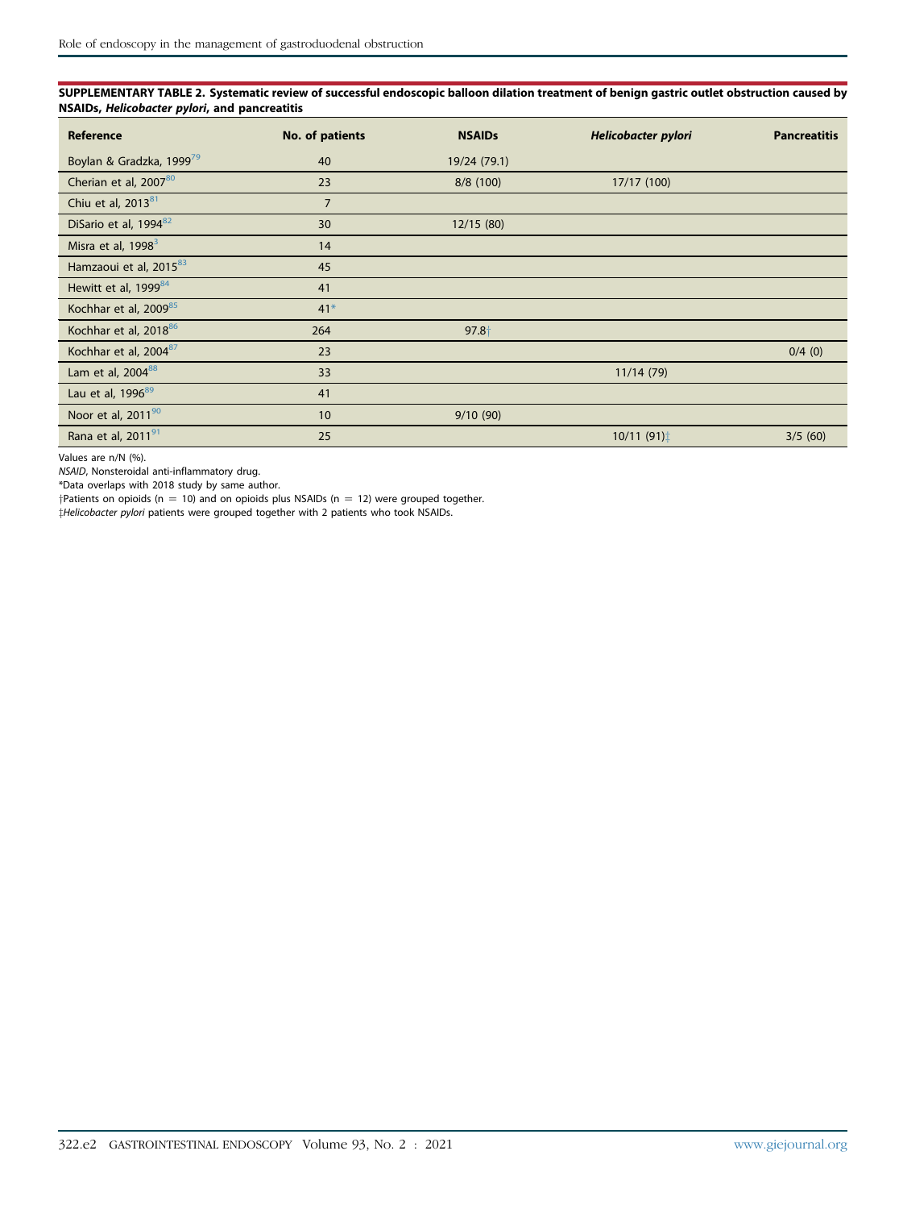**SUPPLEMENTARY TABLE 2. Systematic review of successful endoscopic balloon dilation treatment of benign gastric outlet obstruction caused by NSAIDs, *Helicobacter pylori*, and pancreatitis**

| Reference | No. of patients | NSAIDs | *Helicobacter pylori* | Pancreatitis |
|---|---|---|---|---|
| Boylan & Gradzka, 1999[79] | 40 | 19/24 (79.1) | | |
| Cherian et al, 2007[80] | 23 | 8/8 (100) | 17/17 (100) | |
| Chiu et al, 2013[81] | 7 | | | |
| DiSario et al, 1994[82] | 30 | 12/15 (80) | | |
| Misra et al, 1998[3] | 14 | | | |
| Hamzaoui et al, 2015[83] | 45 | | | |
| Hewitt et al, 1999[84] | 41 | | | |
| Kochhar et al, 2009[85] | 41* | | | |
| Kochhar et al, 2018[86] | 264 | 97.8† | | |
| Kochhar et al, 2004[87] | 23 | | | 0/4 (0) |
| Lam et al, 2004[88] | 33 | | 11/14 (79) | |
| Lau et al, 1996[89] | 41 | | | |
| Noor et al, 2011[90] | 10 | 9/10 (90) | | |
| Rana et al, 2011[91] | 25 | | 10/11 (91)‡ | 3/5 (60) |

Values are n/N (%).

*NSAID*, Nonsteroidal anti-inflammatory drug.

*Data overlaps with 2018 study by same author.

†Patients on opioids (n = 10) and on opioids plus NSAIDs (n = 12) were grouped together.

‡*Helicobacter pylori* patients were grouped together with 2 patients who took NSAIDs.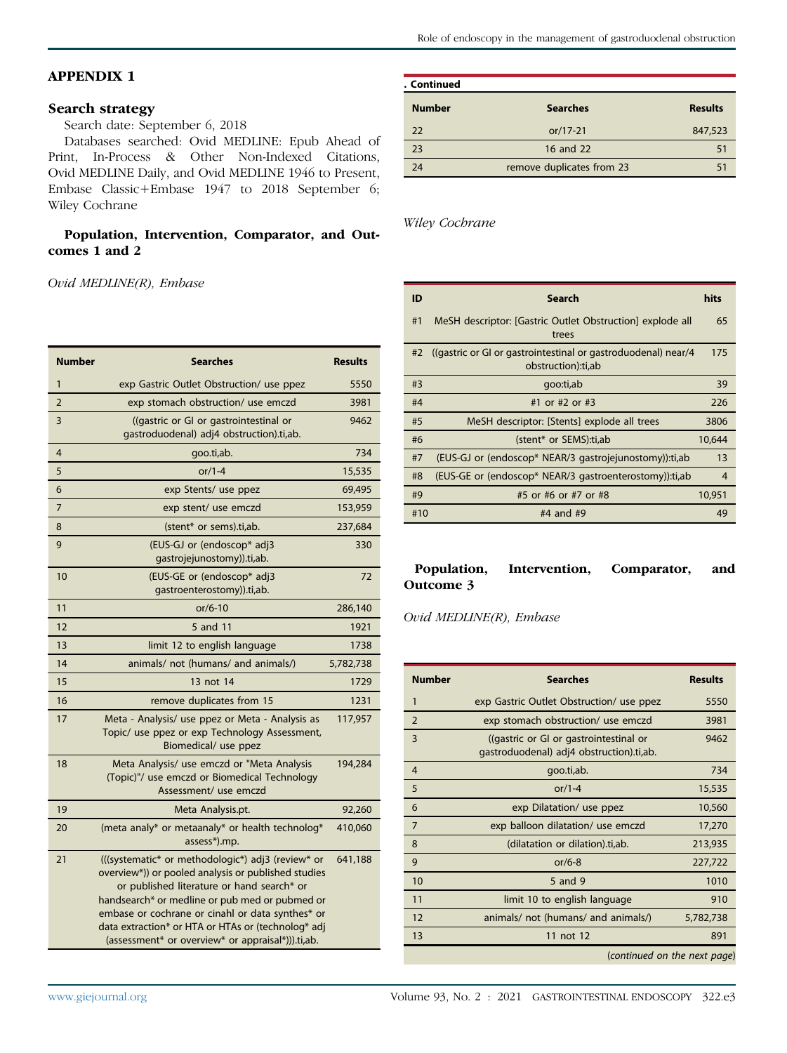## APPENDIX 1

### Search strategy

Search date: September 6, 2018

Databases searched: Ovid MEDLINE: Epub Ahead of Print, In-Process & Other Non-Indexed Citations, Ovid MEDLINE Daily, and Ovid MEDLINE 1946 to Present, Embase Classic+Embase 1947 to 2018 September 6; Wiley Cochrane

#### Population, Intervention, Comparator, and Outcomes 1 and 2

*Ovid MEDLINE(R), Embase*

| Number | Searches | Results |
|---|---|---|
| 1 | exp Gastric Outlet Obstruction/ use ppez | 5550 |
| 2 | exp stomach obstruction/ use emczd | 3981 |
| 3 | ((gastric or GI or gastrointestinal or gastroduodenal) adj4 obstruction).ti,ab. | 9462 |
| 4 | goo.ti,ab. | 734 |
| 5 | or/1-4 | 15,535 |
| 6 | exp Stents/ use ppez | 69,495 |
| 7 | exp stent/ use emczd | 153,959 |
| 8 | (stent* or sems).ti,ab. | 237,684 |
| 9 | (EUS-GJ or (endoscop* adj3 gastrojejunostomy)).ti,ab. | 330 |
| 10 | (EUS-GE or (endoscop* adj3 gastroenterostomy)).ti,ab. | 72 |
| 11 | or/6-10 | 286,140 |
| 12 | 5 and 11 | 1921 |
| 13 | limit 12 to english language | 1738 |
| 14 | animals/ not (humans/ and animals/) | 5,782,738 |
| 15 | 13 not 14 | 1729 |
| 16 | remove duplicates from 15 | 1231 |
| 17 | Meta - Analysis/ use ppez or Meta - Analysis as Topic/ use ppez or exp Technology Assessment, Biomedical/ use ppez | 117,957 |
| 18 | Meta Analysis/ use emczd or "Meta Analysis (Topic)"/ use emczd or Biomedical Technology Assessment/ use emczd | 194,284 |
| 19 | Meta Analysis.pt. | 92,260 |
| 20 | (meta analy* or metaanaly* or health technolog* assess*).mp. | 410,060 |
| 21 | (((systematic* or methodologic*) adj3 (review* or overview*)) or pooled analysis or published studies or published literature or hand search* or handsearch* or medline or pub med or pubmed or embase or cochrane or cinahl or data synthes* or data extraction* or HTA or HTAs or (technolog* adj (assessment* or overview* or appraisal*))).ti,ab. | 641,188 |
| 22 | or/17-21 | 847,523 |
| 23 | 16 and 22 | 51 |
| 24 | remove duplicates from 23 | 51 |

*Wiley Cochrane*

| ID | Search | hits |
|---|---|---|
| #1 | MeSH descriptor: [Gastric Outlet Obstruction] explode all trees | 65 |
| #2 | ((gastric or GI or gastrointestinal or gastroduodenal) near/4 obstruction):ti,ab | 175 |
| #3 | goo:ti,ab | 39 |
| #4 | #1 or #2 or #3 | 226 |
| #5 | MeSH descriptor: [Stents] explode all trees | 3806 |
| #6 | (stent* or SEMS):ti,ab | 10,644 |
| #7 | (EUS-GJ or (endoscop* NEAR/3 gastrojejunostomy)):ti,ab | 13 |
| #8 | (EUS-GE or (endoscop* NEAR/3 gastroenterostomy)):ti,ab | 4 |
| #9 | #5 or #6 or #7 or #8 | 10,951 |
| #10 | #4 and #9 | 49 |

#### Population, Intervention, Comparator, and Outcome 3

*Ovid MEDLINE(R), Embase*

| Number | Searches | Results |
|---|---|---|
| 1 | exp Gastric Outlet Obstruction/ use ppez | 5550 |
| 2 | exp stomach obstruction/ use emczd | 3981 |
| 3 | ((gastric or GI or gastrointestinal or gastroduodenal) adj4 obstruction).ti,ab. | 9462 |
| 4 | goo.ti,ab. | 734 |
| 5 | or/1-4 | 15,535 |
| 6 | exp Dilatation/ use ppez | 10,560 |
| 7 | exp balloon dilatation/ use emczd | 17,270 |
| 8 | (dilatation or dilation).ti,ab. | 213,935 |
| 9 | or/6-8 | 227,722 |
| 10 | 5 and 9 | 1010 |
| 11 | limit 10 to english language | 910 |
| 12 | animals/ not (humans/ and animals/) | 5,782,738 |
| 13 | 11 not 12 | 891 |

(*continued on the next page*)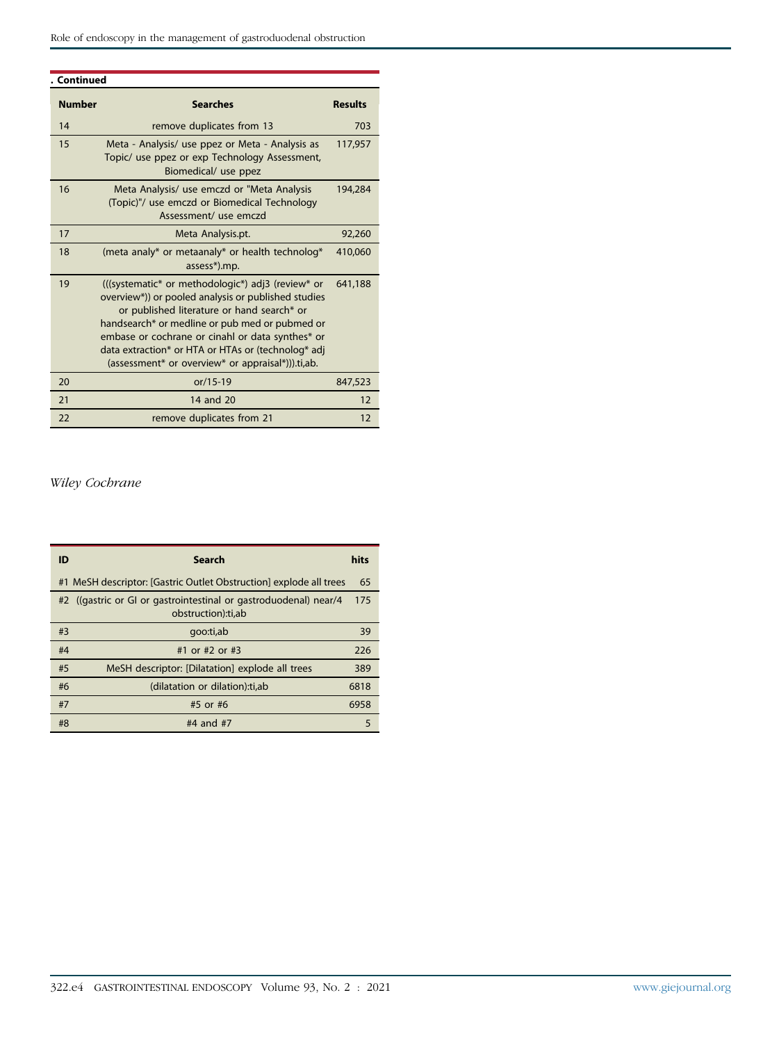. Continued

| Number | Searches | Results |
|---|---|---|
| 14 | remove duplicates from 13 | 703 |
| 15 | Meta - Analysis/ use ppez or Meta - Analysis as Topic/ use ppez or exp Technology Assessment, Biomedical/ use ppez | 117,957 |
| 16 | Meta Analysis/ use emczd or "Meta Analysis (Topic)"/ use emczd or Biomedical Technology Assessment/ use emczd | 194,284 |
| 17 | Meta Analysis.pt. | 92,260 |
| 18 | (meta analy* or metaanaly* or health technolog* assess*).mp. | 410,060 |
| 19 | (((systematic* or methodologic*) adj3 (review* or overview*)) or pooled analysis or published studies or published literature or hand search* or handsearch* or medline or pub med or pubmed or embase or cochrane or cinahl or data synthes* or data extraction* or HTA or HTAs or (technolog* adj (assessment* or overview* or appraisal*))).ti,ab. | 641,188 |
| 20 | or/15-19 | 847,523 |
| 21 | 14 and 20 | 12 |
| 22 | remove duplicates from 21 | 12 |

*Wiley Cochrane*

| ID | Search | hits |
|---|---|---|
| #1 | MeSH descriptor: [Gastric Outlet Obstruction] explode all trees | 65 |
| #2 | ((gastric or GI or gastrointestinal or gastroduodenal) near/4 obstruction):ti,ab | 175 |
| #3 | goo:ti,ab | 39 |
| #4 | #1 or #2 or #3 | 226 |
| #5 | MeSH descriptor: [Dilatation] explode all trees | 389 |
| #6 | (dilatation or dilation):ti,ab | 6818 |
| #7 | #5 or #6 | 6958 |
| #8 | #4 and #7 | 5 |